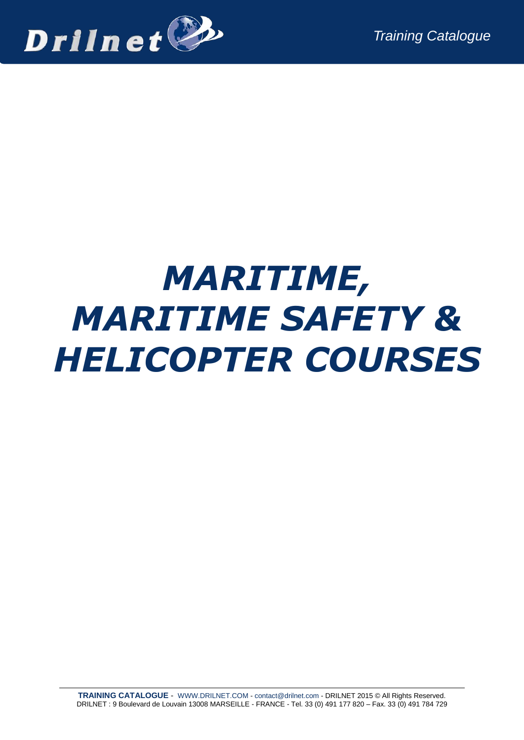# *MARITIME, MARITIME SAFETY & HELICOPTER COURSES*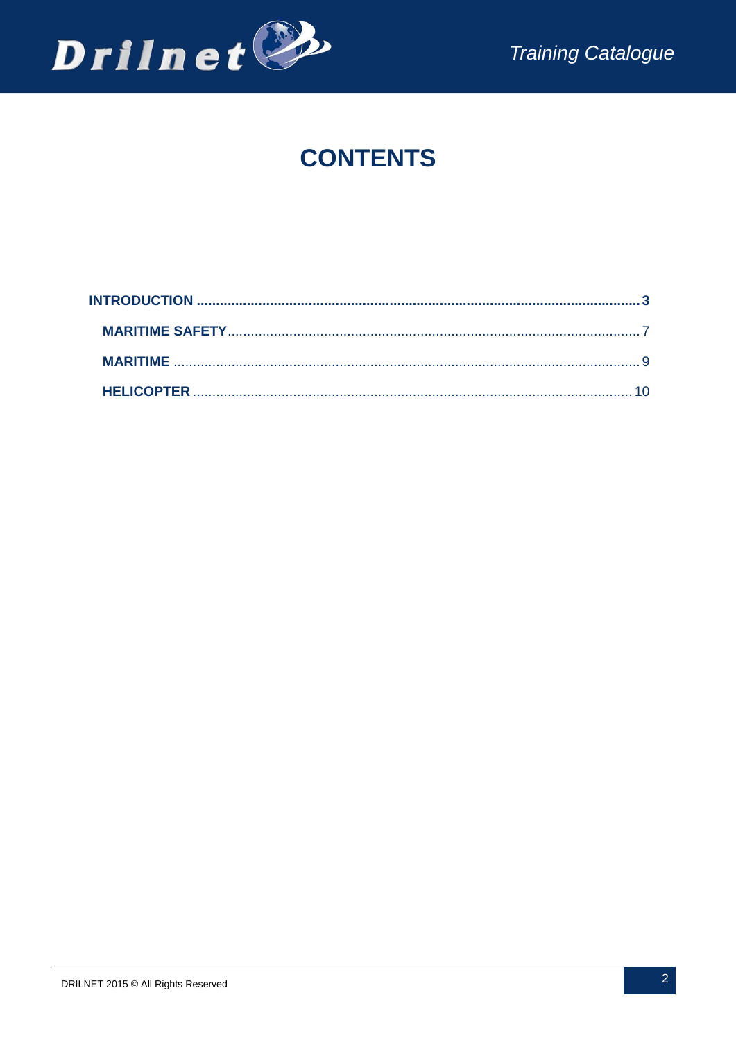# CONTENTS

**INTRODUCTION** ........................................................................................................................ **3**

- **MARITIME SAFETY** ............................................................................................................. 7
- **MARITIME** ........................................................................................................................... 9
- **HELICOPTER** ..................................................................................................................... 10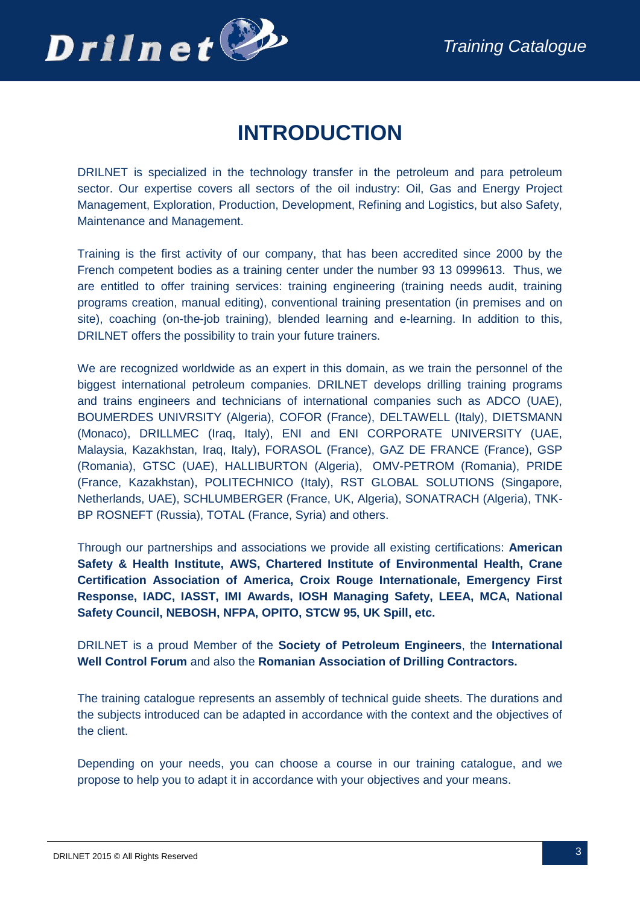# INTRODUCTION

DRILNET is specialized in the technology transfer in the petroleum and para petroleum sector. Our expertise covers all sectors of the oil industry: Oil, Gas and Energy Project Management, Exploration, Production, Development, Refining and Logistics, but also Safety, Maintenance and Management.

Training is the first activity of our company, that has been accredited since 2000 by the French competent bodies as a training center under the number 93 13 0999613. Thus, we are entitled to offer training services: training engineering (training needs audit, training programs creation, manual editing), conventional training presentation (in premises and on site), coaching (on-the-job training), blended learning and e-learning. In addition to this, DRILNET offers the possibility to train your future trainers.

We are recognized worldwide as an expert in this domain, as we train the personnel of the biggest international petroleum companies. DRILNET develops drilling training programs and trains engineers and technicians of international companies such as ADCO (UAE), BOUMERDES UNIVRSITY (Algeria), COFOR (France), DELTAWELL (Italy), DIETSMANN (Monaco), DRILLMEC (Iraq, Italy), ENI and ENI CORPORATE UNIVERSITY (UAE, Malaysia, Kazakhstan, Iraq, Italy), FORASOL (France), GAZ DE FRANCE (France), GSP (Romania), GTSC (UAE), HALLIBURTON (Algeria), OMV-PETROM (Romania), PRIDE (France, Kazakhstan), POLITECHNICO (Italy), RST GLOBAL SOLUTIONS (Singapore, Netherlands, UAE), SCHLUMBERGER (France, UK, Algeria), SONATRACH (Algeria), TNK-BP ROSNEFT (Russia), TOTAL (France, Syria) and others.

Through our partnerships and associations we provide all existing certifications: **American Safety & Health Institute, AWS, Chartered Institute of Environmental Health, Crane Certification Association of America, Croix Rouge Internationale, Emergency First Response, IADC, IASST, IMI Awards, IOSH Managing Safety, LEEA, MCA, National Safety Council, NEBOSH, NFPA, OPITO, STCW 95, UK Spill, etc.**

DRILNET is a proud Member of the **Society of Petroleum Engineers**, the **International Well Control Forum** and also the **Romanian Association of Drilling Contractors.**

The training catalogue represents an assembly of technical guide sheets. The durations and the subjects introduced can be adapted in accordance with the context and the objectives of the client.

Depending on your needs, you can choose a course in our training catalogue, and we propose to help you to adapt it in accordance with your objectives and your means.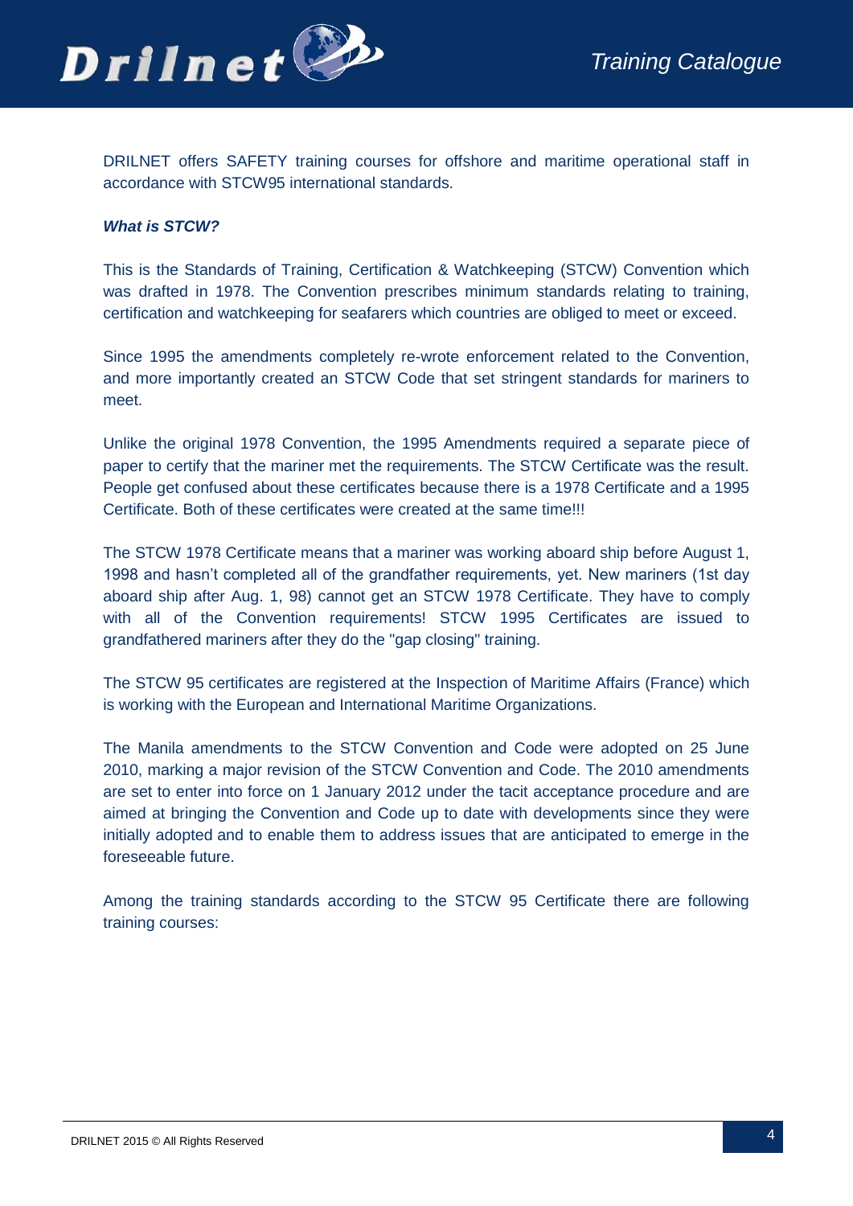DRILNET offers SAFETY training courses for offshore and maritime operational staff in accordance with STCW95 international standards.

***What is STCW?***

This is the Standards of Training, Certification & Watchkeeping (STCW) Convention which was drafted in 1978. The Convention prescribes minimum standards relating to training, certification and watchkeeping for seafarers which countries are obliged to meet or exceed.

Since 1995 the amendments completely re-wrote enforcement related to the Convention, and more importantly created an STCW Code that set stringent standards for mariners to meet.

Unlike the original 1978 Convention, the 1995 Amendments required a separate piece of paper to certify that the mariner met the requirements. The STCW Certificate was the result. People get confused about these certificates because there is a 1978 Certificate and a 1995 Certificate. Both of these certificates were created at the same time!!!

The STCW 1978 Certificate means that a mariner was working aboard ship before August 1, 1998 and hasn't completed all of the grandfather requirements, yet. New mariners (1st day aboard ship after Aug. 1, 98) cannot get an STCW 1978 Certificate. They have to comply with all of the Convention requirements! STCW 1995 Certificates are issued to grandfathered mariners after they do the "gap closing" training.

The STCW 95 certificates are registered at the Inspection of Maritime Affairs (France) which is working with the European and International Maritime Organizations.

The Manila amendments to the STCW Convention and Code were adopted on 25 June 2010, marking a major revision of the STCW Convention and Code. The 2010 amendments are set to enter into force on 1 January 2012 under the tacit acceptance procedure and are aimed at bringing the Convention and Code up to date with developments since they were initially adopted and to enable them to address issues that are anticipated to emerge in the foreseeable future.

Among the training standards according to the STCW 95 Certificate there are following training courses: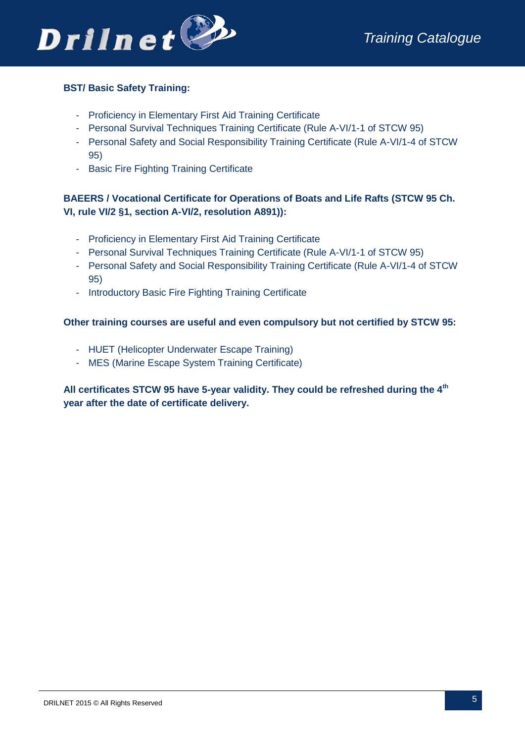**BST/ Basic Safety Training:**

- Proficiency in Elementary First Aid Training Certificate
- Personal Survival Techniques Training Certificate (Rule A-VI/1-1 of STCW 95)
- Personal Safety and Social Responsibility Training Certificate (Rule A-VI/1-4 of STCW 95)
- Basic Fire Fighting Training Certificate

**BAEERS / Vocational Certificate for Operations of Boats and Life Rafts (STCW 95 Ch. VI, rule VI/2 §1, section A-VI/2, resolution A891)):**

- Proficiency in Elementary First Aid Training Certificate
- Personal Survival Techniques Training Certificate (Rule A-VI/1-1 of STCW 95)
- Personal Safety and Social Responsibility Training Certificate (Rule A-VI/1-4 of STCW 95)
- Introductory Basic Fire Fighting Training Certificate

**Other training courses are useful and even compulsory but not certified by STCW 95:**

- HUET (Helicopter Underwater Escape Training)
- MES (Marine Escape System Training Certificate)

**All certificates STCW 95 have 5-year validity. They could be refreshed during the 4th year after the date of certificate delivery.**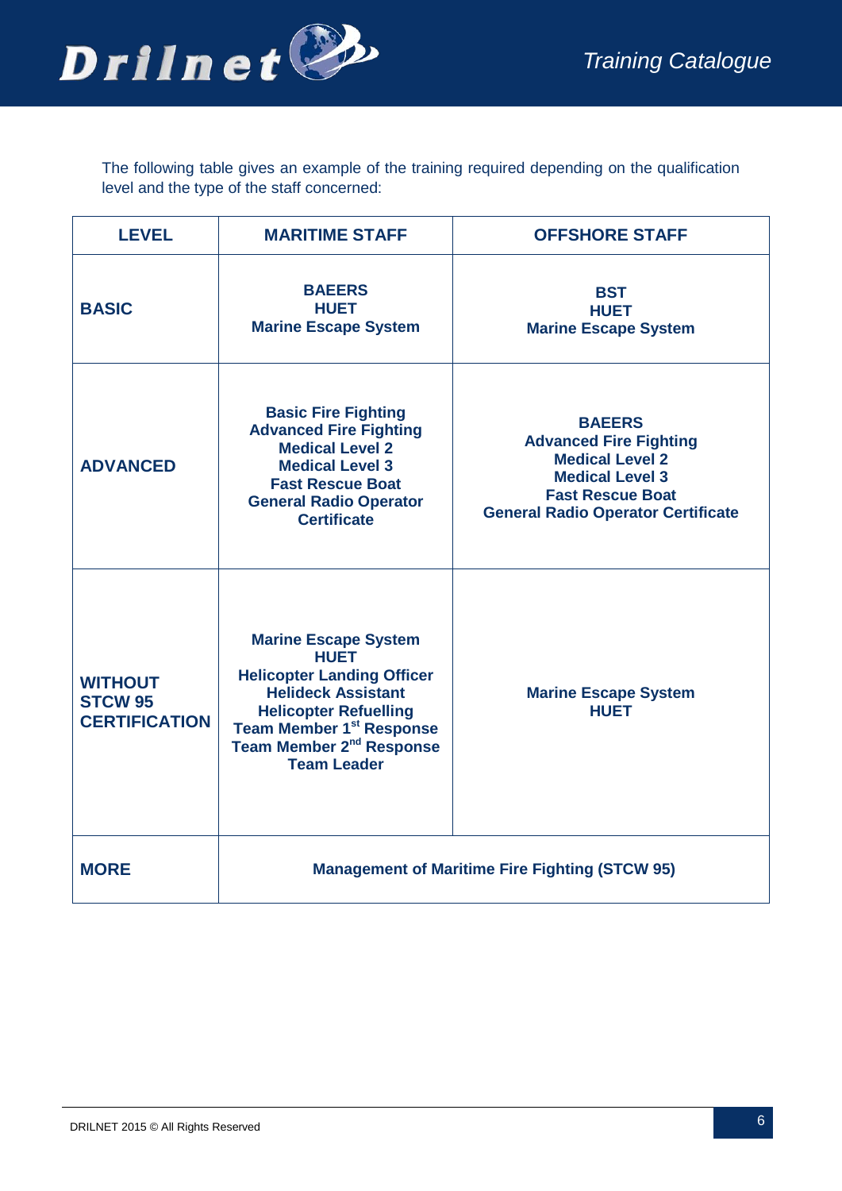The following table gives an example of the training required depending on the qualification level and the type of the staff concerned:

| LEVEL | MARITIME STAFF | OFFSHORE STAFF |
|---|---|---|
| **BASIC** | **BAEERS**<br>**HUET**<br>**Marine Escape System** | **BST**<br>**HUET**<br>**Marine Escape System** |
| **ADVANCED** | **Basic Fire Fighting**<br>**Advanced Fire Fighting**<br>**Medical Level 2**<br>**Medical Level 3**<br>**Fast Rescue Boat**<br>**General Radio Operator Certificate** | **BAEERS**<br>**Advanced Fire Fighting**<br>**Medical Level 2**<br>**Medical Level 3**<br>**Fast Rescue Boat**<br>**General Radio Operator Certificate** |
| **WITHOUT STCW 95 CERTIFICATION** | **Marine Escape System**<br>**HUET**<br>**Helicopter Landing Officer**<br>**Helideck Assistant**<br>**Helicopter Refuelling**<br>**Team Member 1st Response**<br>**Team Member 2nd Response**<br>**Team Leader** | **Marine Escape System**<br>**HUET** |
| **MORE** | **Management of Maritime Fire Fighting (STCW 95)** | |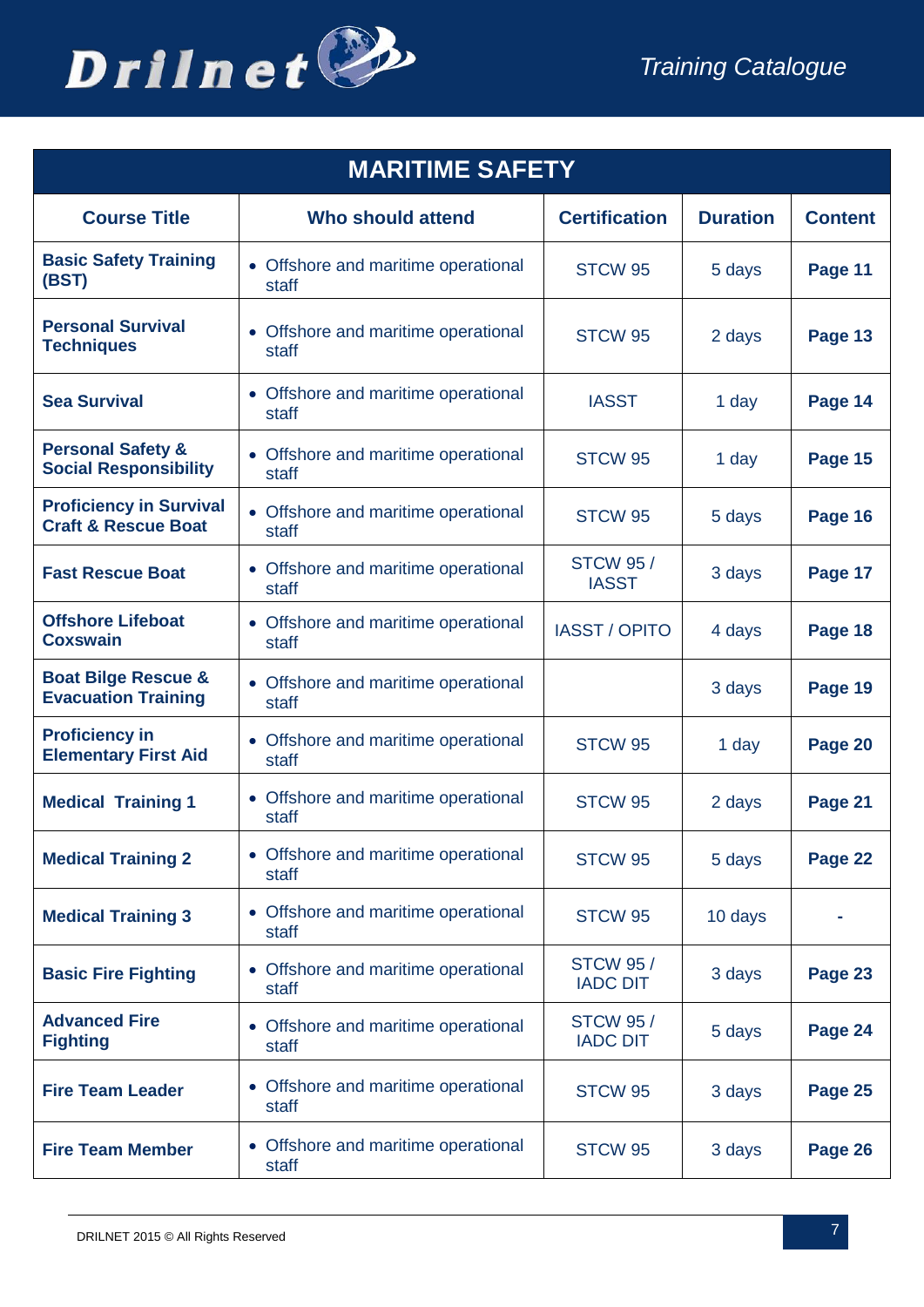| MARITIME SAFETY | | | | |
|---|---|---|---|---|
| **Course Title** | **Who should attend** | **Certification** | **Duration** | **Content** |
| **Basic Safety Training (BST)** | • Offshore and maritime operational staff | STCW 95 | 5 days | **Page 11** |
| **Personal Survival Techniques** | • Offshore and maritime operational staff | STCW 95 | 2 days | **Page 13** |
| **Sea Survival** | • Offshore and maritime operational staff | IASST | 1 day | **Page 14** |
| **Personal Safety & Social Responsibility** | • Offshore and maritime operational staff | STCW 95 | 1 day | **Page 15** |
| **Proficiency in Survival Craft & Rescue Boat** | • Offshore and maritime operational staff | STCW 95 | 5 days | **Page 16** |
| **Fast Rescue Boat** | • Offshore and maritime operational staff | STCW 95 / IASST | 3 days | **Page 17** |
| **Offshore Lifeboat Coxswain** | • Offshore and maritime operational staff | IASST / OPITO | 4 days | **Page 18** |
| **Boat Bilge Rescue & Evacuation Training** | • Offshore and maritime operational staff | | 3 days | **Page 19** |
| **Proficiency in Elementary First Aid** | • Offshore and maritime operational staff | STCW 95 | 1 day | **Page 20** |
| **Medical Training 1** | • Offshore and maritime operational staff | STCW 95 | 2 days | **Page 21** |
| **Medical Training 2** | • Offshore and maritime operational staff | STCW 95 | 5 days | **Page 22** |
| **Medical Training 3** | • Offshore and maritime operational staff | STCW 95 | 10 days | **-** |
| **Basic Fire Fighting** | • Offshore and maritime operational staff | STCW 95 / IADC DIT | 3 days | **Page 23** |
| **Advanced Fire Fighting** | • Offshore and maritime operational staff | STCW 95 / IADC DIT | 5 days | **Page 24** |
| **Fire Team Leader** | • Offshore and maritime operational staff | STCW 95 | 3 days | **Page 25** |
| **Fire Team Member** | • Offshore and maritime operational staff | STCW 95 | 3 days | **Page 26** |

DRILNET 2015 © All Rights Reserved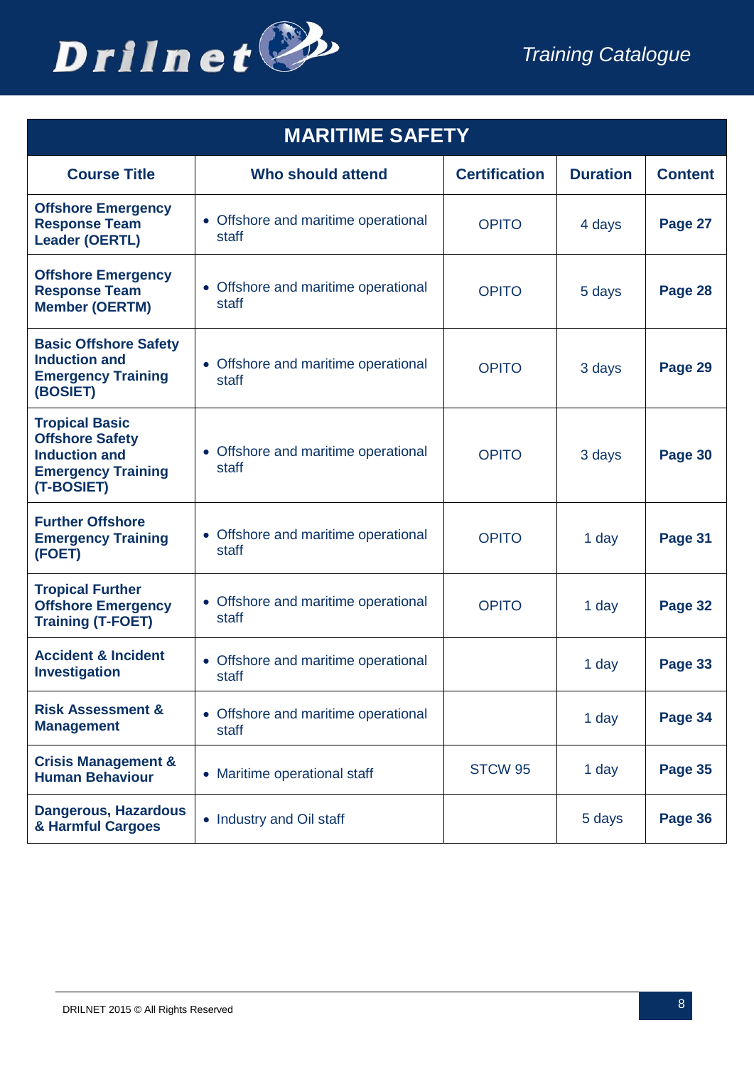| MARITIME SAFETY | | | | |
|---|---|---|---|---|
| **Course Title** | **Who should attend** | **Certification** | **Duration** | **Content** |
| **Offshore Emergency Response Team Leader (OERTL)** | • Offshore and maritime operational staff | OPITO | 4 days | **Page 27** |
| **Offshore Emergency Response Team Member (OERTM)** | • Offshore and maritime operational staff | OPITO | 5 days | **Page 28** |
| **Basic Offshore Safety Induction and Emergency Training (BOSIET)** | • Offshore and maritime operational staff | OPITO | 3 days | **Page 29** |
| **Tropical Basic Offshore Safety Induction and Emergency Training (T-BOSIET)** | • Offshore and maritime operational staff | OPITO | 3 days | **Page 30** |
| **Further Offshore Emergency Training (FOET)** | • Offshore and maritime operational staff | OPITO | 1 day | **Page 31** |
| **Tropical Further Offshore Emergency Training (T-FOET)** | • Offshore and maritime operational staff | OPITO | 1 day | **Page 32** |
| **Accident & Incident Investigation** | • Offshore and maritime operational staff | | 1 day | **Page 33** |
| **Risk Assessment & Management** | • Offshore and maritime operational staff | | 1 day | **Page 34** |
| **Crisis Management & Human Behaviour** | • Maritime operational staff | STCW 95 | 1 day | **Page 35** |
| **Dangerous, Hazardous & Harmful Cargoes** | • Industry and Oil staff | | 5 days | **Page 36** |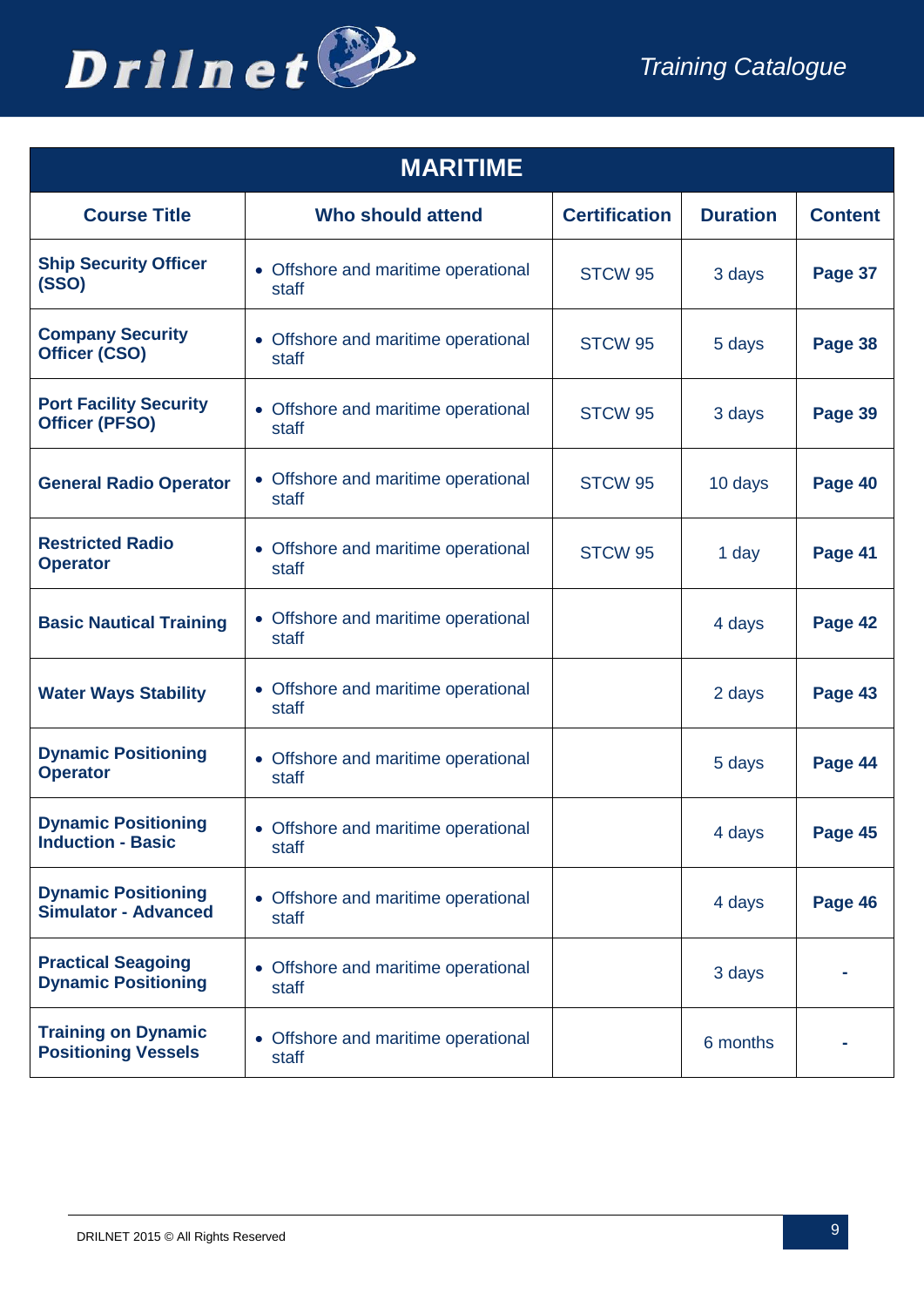## MARITIME

| Course Title | Who should attend | Certification | Duration | Content |
|---|---|---|---|---|
| **Ship Security Officer (SSO)** | • Offshore and maritime operational staff | STCW 95 | 3 days | **Page 37** |
| **Company Security Officer (CSO)** | • Offshore and maritime operational staff | STCW 95 | 5 days | **Page 38** |
| **Port Facility Security Officer (PFSO)** | • Offshore and maritime operational staff | STCW 95 | 3 days | **Page 39** |
| **General Radio Operator** | • Offshore and maritime operational staff | STCW 95 | 10 days | **Page 40** |
| **Restricted Radio Operator** | • Offshore and maritime operational staff | STCW 95 | 1 day | **Page 41** |
| **Basic Nautical Training** | • Offshore and maritime operational staff | | 4 days | **Page 42** |
| **Water Ways Stability** | • Offshore and maritime operational staff | | 2 days | **Page 43** |
| **Dynamic Positioning Operator** | • Offshore and maritime operational staff | | 5 days | **Page 44** |
| **Dynamic Positioning Induction - Basic** | • Offshore and maritime operational staff | | 4 days | **Page 45** |
| **Dynamic Positioning Simulator - Advanced** | • Offshore and maritime operational staff | | 4 days | **Page 46** |
| **Practical Seagoing Dynamic Positioning** | • Offshore and maritime operational staff | | 3 days | **-** |
| **Training on Dynamic Positioning Vessels** | • Offshore and maritime operational staff | | 6 months | **-** |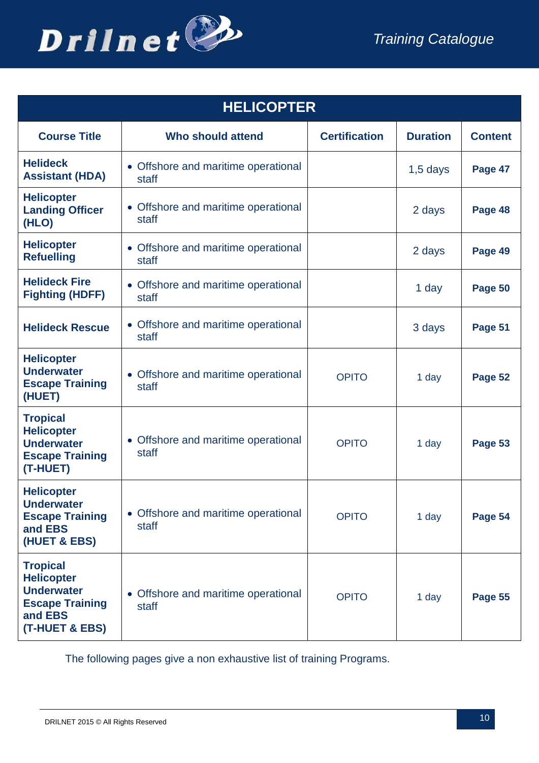| HELICOPTER | | | | |
|---|---|---|---|---|
| **Course Title** | **Who should attend** | **Certification** | **Duration** | **Content** |
| **Helideck Assistant (HDA)** | • Offshore and maritime operational staff | | 1,5 days | **Page 47** |
| **Helicopter Landing Officer (HLO)** | • Offshore and maritime operational staff | | 2 days | **Page 48** |
| **Helicopter Refuelling** | • Offshore and maritime operational staff | | 2 days | **Page 49** |
| **Helideck Fire Fighting (HDFF)** | • Offshore and maritime operational staff | | 1 day | **Page 50** |
| **Helideck Rescue** | • Offshore and maritime operational staff | | 3 days | **Page 51** |
| **Helicopter Underwater Escape Training (HUET)** | • Offshore and maritime operational staff | OPITO | 1 day | **Page 52** |
| **Tropical Helicopter Underwater Escape Training (T-HUET)** | • Offshore and maritime operational staff | OPITO | 1 day | **Page 53** |
| **Helicopter Underwater Escape Training and EBS (HUET & EBS)** | • Offshore and maritime operational staff | OPITO | 1 day | **Page 54** |
| **Tropical Helicopter Underwater Escape Training and EBS (T-HUET & EBS)** | • Offshore and maritime operational staff | OPITO | 1 day | **Page 55** |

The following pages give a non exhaustive list of training Programs.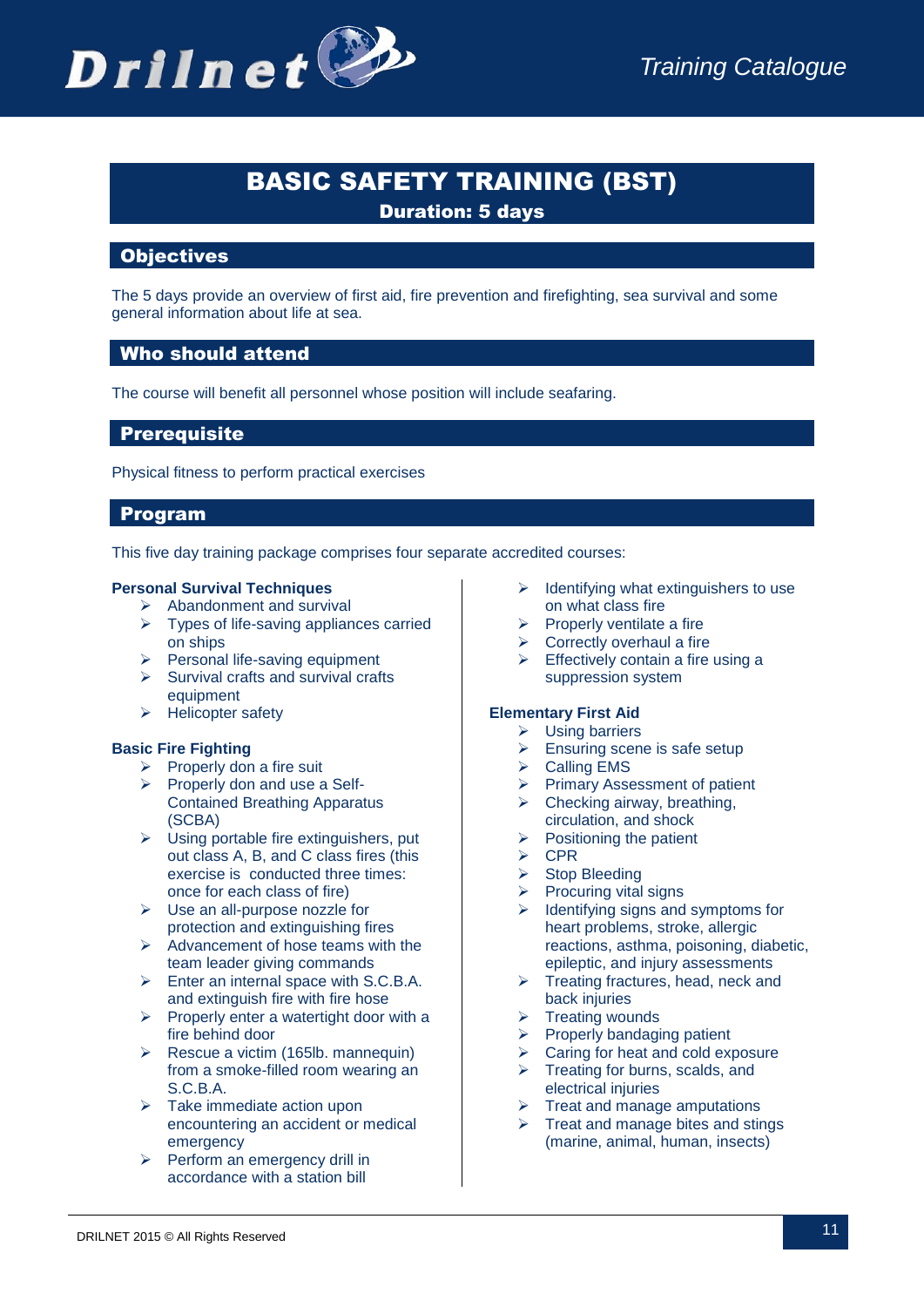# BASIC SAFETY TRAINING (BST)

**Duration: 5 days**

## Objectives

The 5 days provide an overview of first aid, fire prevention and firefighting, sea survival and some general information about life at sea.

## Who should attend

The course will benefit all personnel whose position will include seafaring.

## Prerequisite

Physical fitness to perform practical exercises

## Program

This five day training package comprises four separate accredited courses:

**Personal Survival Techniques**

- Abandonment and survival
- Types of life-saving appliances carried on ships
- Personal life-saving equipment
- Survival crafts and survival crafts equipment
- Helicopter safety

**Basic Fire Fighting**

- Properly don a fire suit
- Properly don and use a Self-Contained Breathing Apparatus (SCBA)
- Using portable fire extinguishers, put out class A, B, and C class fires (this exercise is conducted three times: once for each class of fire)
- Use an all-purpose nozzle for protection and extinguishing fires
- Advancement of hose teams with the team leader giving commands
- Enter an internal space with S.C.B.A. and extinguish fire with fire hose
- Properly enter a watertight door with a fire behind door
- Rescue a victim (165lb. mannequin) from a smoke-filled room wearing an S.C.B.A.
- Take immediate action upon encountering an accident or medical emergency
- Perform an emergency drill in accordance with a station bill
- Identifying what extinguishers to use on what class fire
- Properly ventilate a fire
- Correctly overhaul a fire
- Effectively contain a fire using a suppression system

**Elementary First Aid**

- Using barriers
- Ensuring scene is safe setup
- Calling EMS
- Primary Assessment of patient
- Checking airway, breathing, circulation, and shock
- Positioning the patient
- CPR
- Stop Bleeding
- Procuring vital signs
- Identifying signs and symptoms for heart problems, stroke, allergic reactions, asthma, poisoning, diabetic, epileptic, and injury assessments
- Treating fractures, head, neck and back injuries
- Treating wounds
- Properly bandaging patient
- Caring for heat and cold exposure
- Treating for burns, scalds, and electrical injuries
- Treat and manage amputations
- Treat and manage bites and stings (marine, animal, human, insects)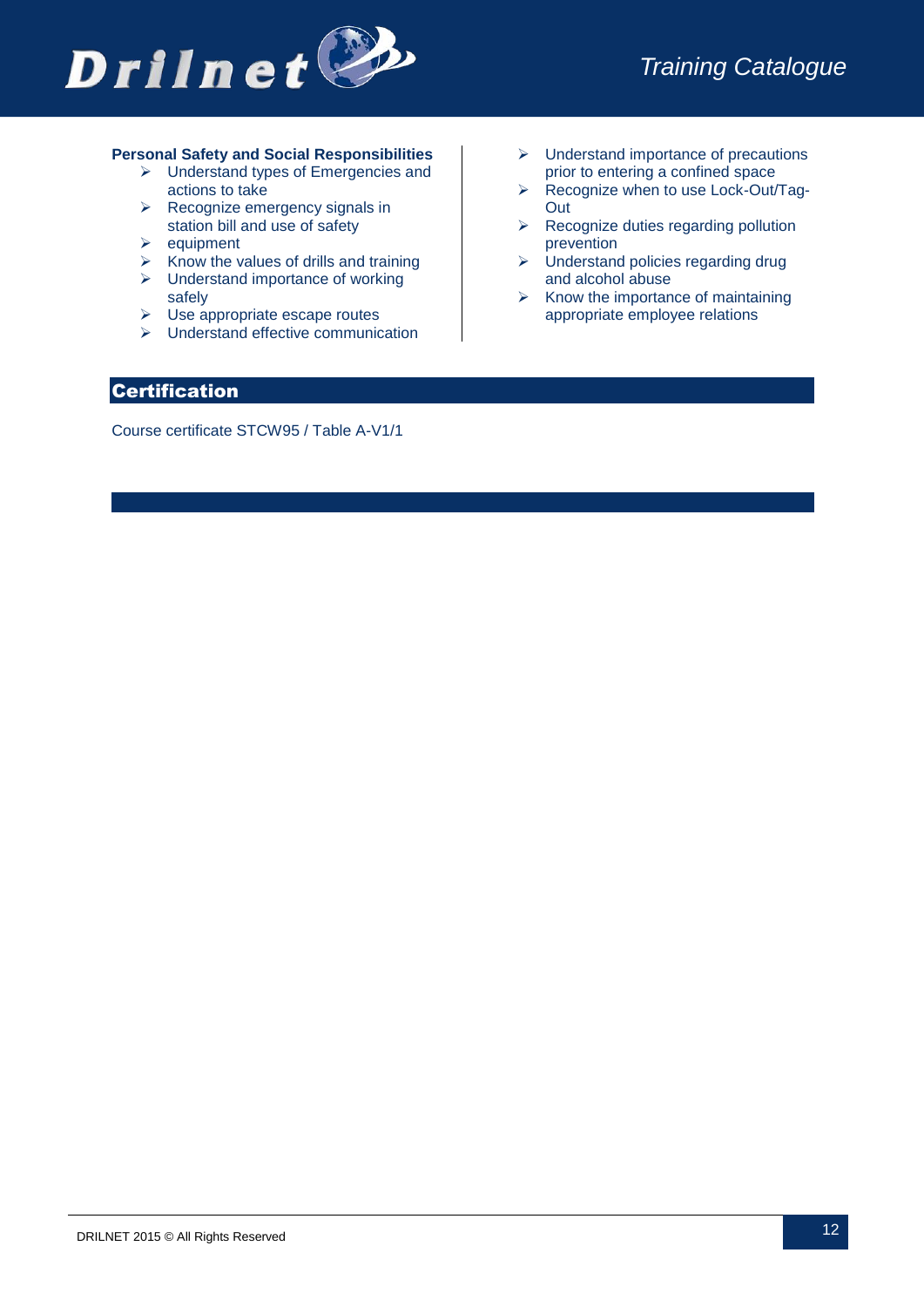**Personal Safety and Social Responsibilities**

- Understand types of Emergencies and actions to take
- Recognize emergency signals in station bill and use of safety
- equipment
- Know the values of drills and training
- Understand importance of working safely
- Use appropriate escape routes
- Understand effective communication
- Understand importance of precautions prior to entering a confined space
- Recognize when to use Lock-Out/Tag-Out
- Recognize duties regarding pollution prevention
- Understand policies regarding drug and alcohol abuse
- Know the importance of maintaining appropriate employee relations

## Certification

Course certificate STCW95 / Table A-V1/1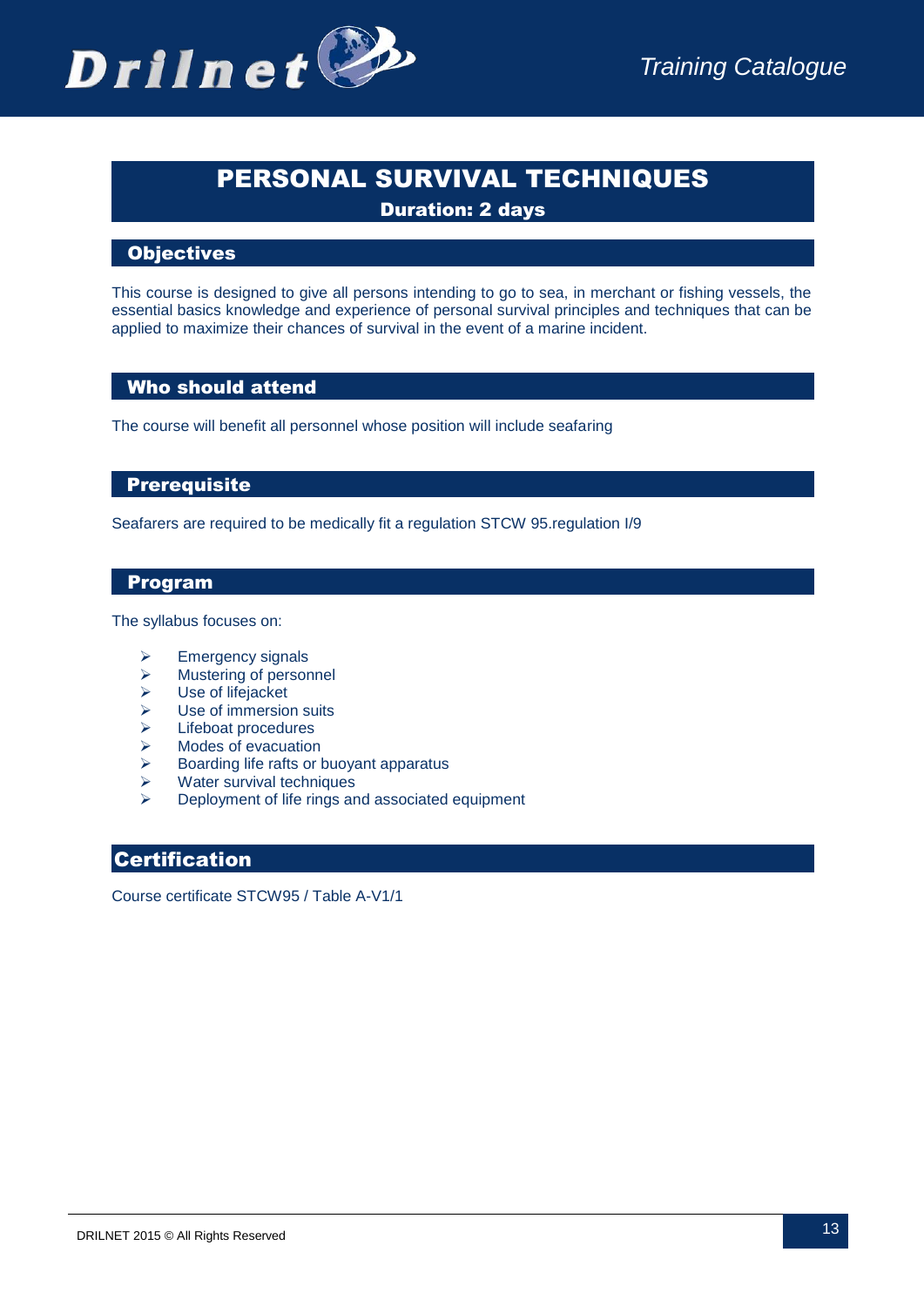# PERSONAL SURVIVAL TECHNIQUES

**Duration: 2 days**

## Objectives

This course is designed to give all persons intending to go to sea, in merchant or fishing vessels, the essential basics knowledge and experience of personal survival principles and techniques that can be applied to maximize their chances of survival in the event of a marine incident.

## Who should attend

The course will benefit all personnel whose position will include seafaring

## Prerequisite

Seafarers are required to be medically fit a regulation STCW 95.regulation I/9

## Program

The syllabus focuses on:

- Emergency signals
- Mustering of personnel
- Use of lifejacket
- Use of immersion suits
- Lifeboat procedures
- Modes of evacuation
- Boarding life rafts or buoyant apparatus
- Water survival techniques
- Deployment of life rings and associated equipment

## Certification

Course certificate STCW95 / Table A-V1/1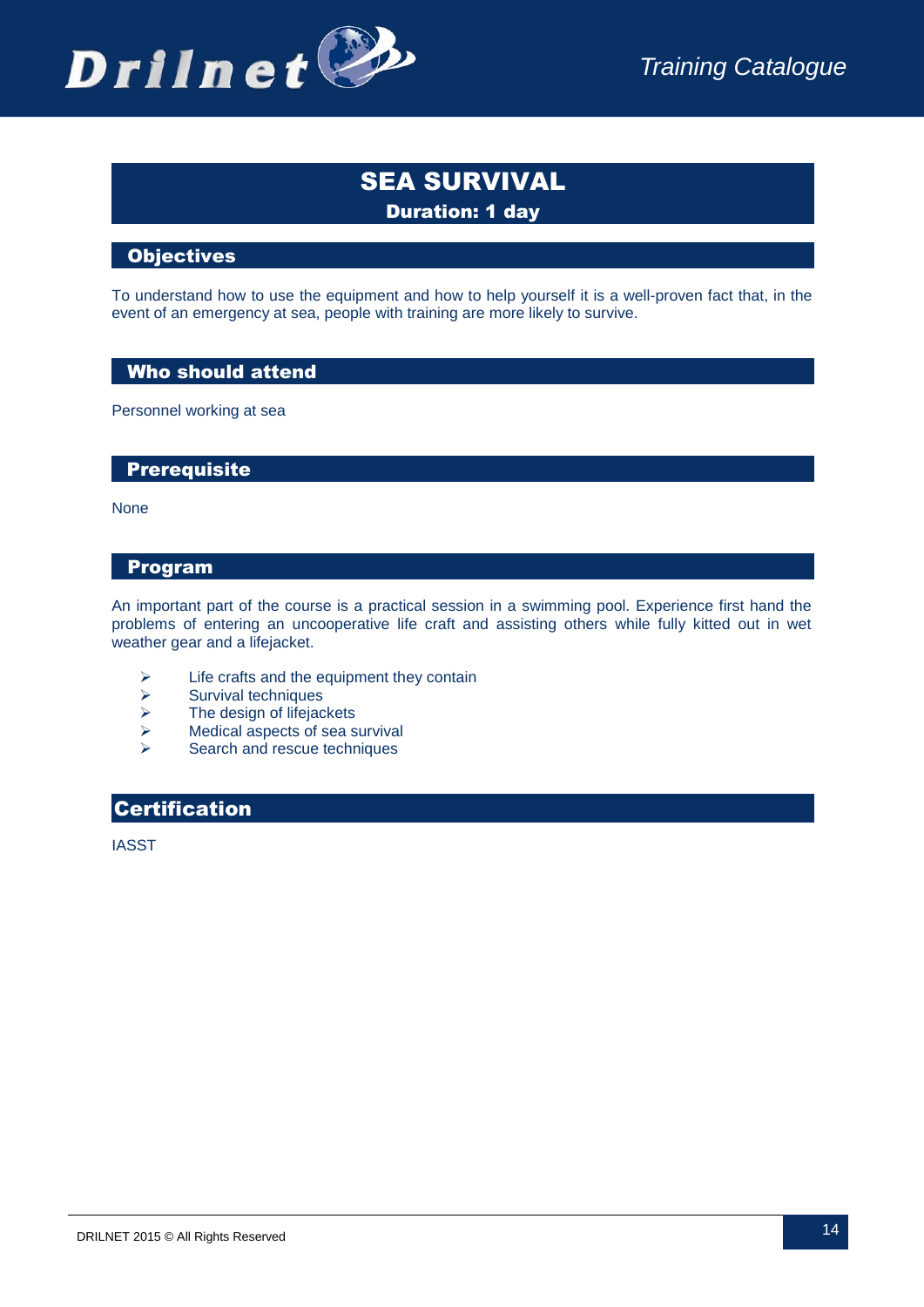# SEA SURVIVAL

**Duration: 1 day**

## Objectives

To understand how to use the equipment and how to help yourself it is a well-proven fact that, in the event of an emergency at sea, people with training are more likely to survive.

## Who should attend

Personnel working at sea

## Prerequisite

None

## Program

An important part of the course is a practical session in a swimming pool. Experience first hand the problems of entering an uncooperative life craft and assisting others while fully kitted out in wet weather gear and a lifejacket.

- Life crafts and the equipment they contain
- Survival techniques
- The design of lifejackets
- Medical aspects of sea survival
- Search and rescue techniques

## Certification

IASST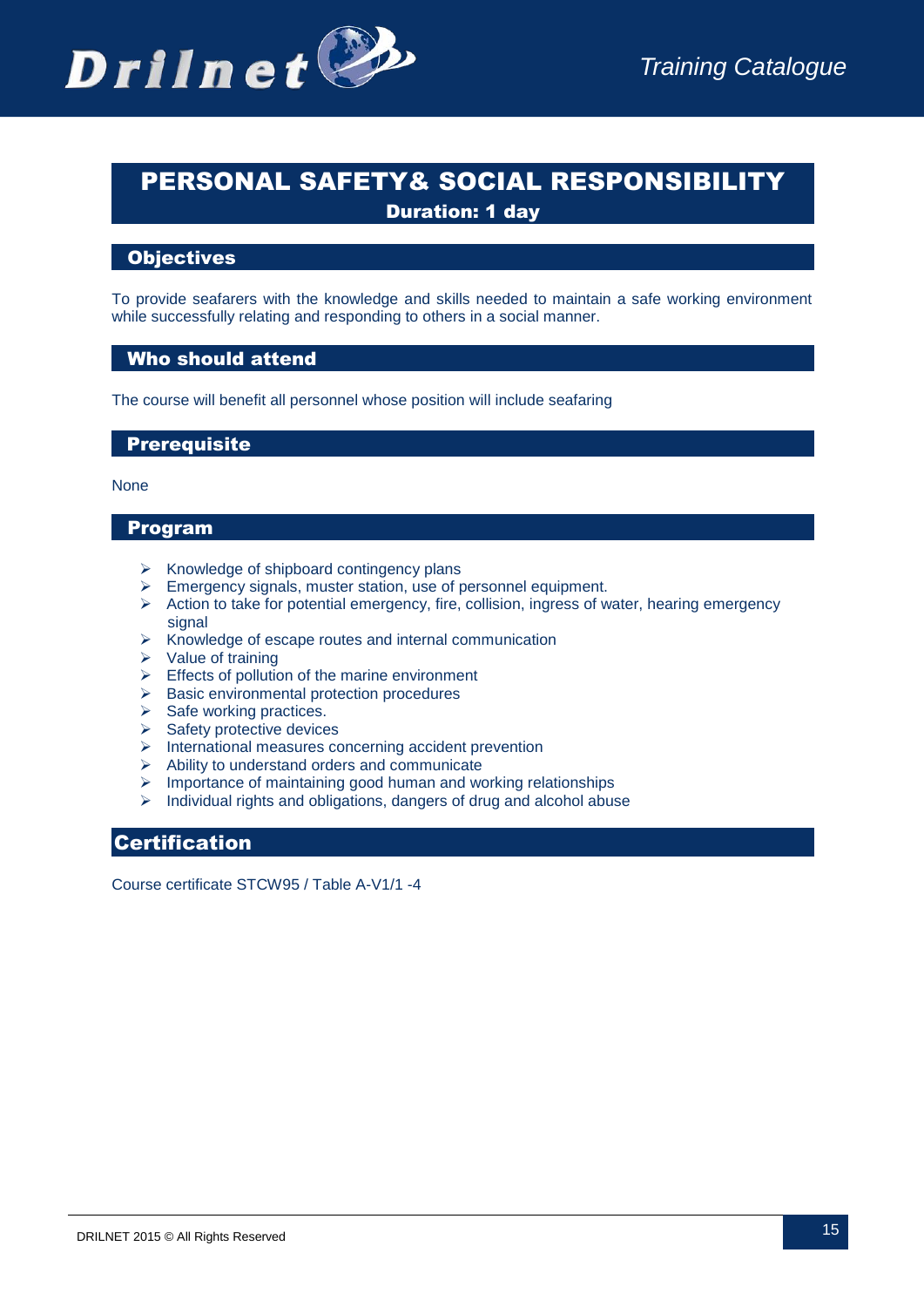# PERSONAL SAFETY& SOCIAL RESPONSIBILITY

**Duration: 1 day**

## Objectives

To provide seafarers with the knowledge and skills needed to maintain a safe working environment while successfully relating and responding to others in a social manner.

## Who should attend

The course will benefit all personnel whose position will include seafaring

## Prerequisite

None

## Program

- Knowledge of shipboard contingency plans
- Emergency signals, muster station, use of personnel equipment.
- Action to take for potential emergency, fire, collision, ingress of water, hearing emergency signal
- Knowledge of escape routes and internal communication
- Value of training
- Effects of pollution of the marine environment
- Basic environmental protection procedures
- Safe working practices.
- Safety protective devices
- International measures concerning accident prevention
- Ability to understand orders and communicate
- Importance of maintaining good human and working relationships
- Individual rights and obligations, dangers of drug and alcohol abuse

## Certification

Course certificate STCW95 / Table A-V1/1 -4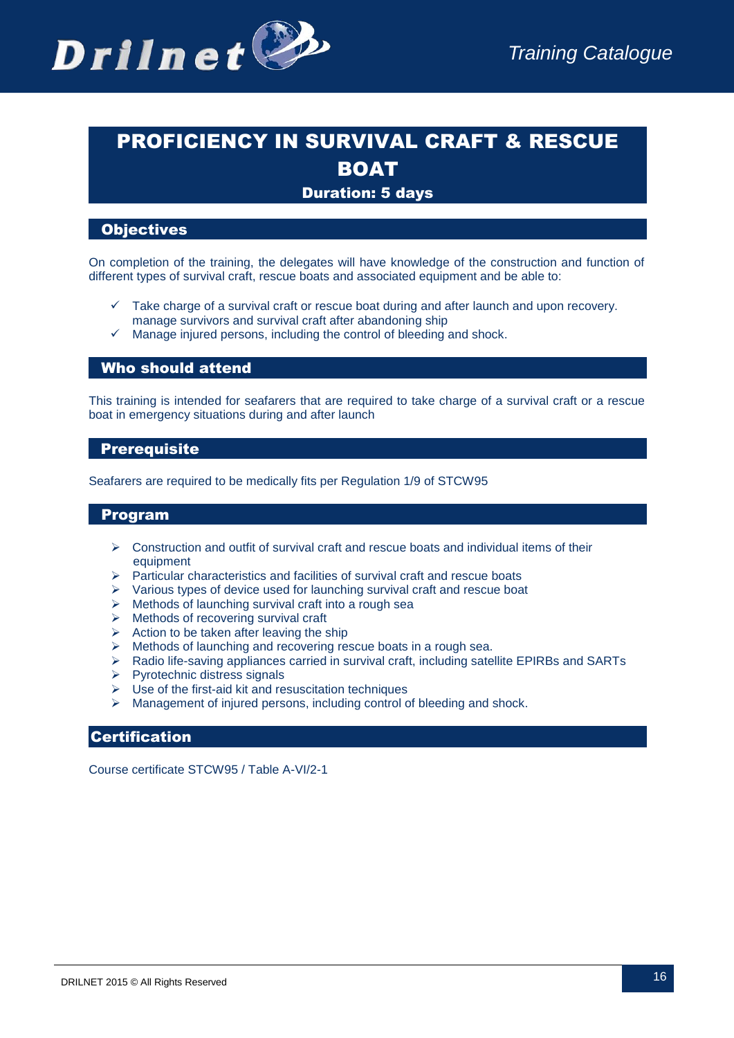# PROFICIENCY IN SURVIVAL CRAFT & RESCUE BOAT

**Duration: 5 days**

## Objectives

On completion of the training, the delegates will have knowledge of the construction and function of different types of survival craft, rescue boats and associated equipment and be able to:

- ✓ Take charge of a survival craft or rescue boat during and after launch and upon recovery. manage survivors and survival craft after abandoning ship
- ✓ Manage injured persons, including the control of bleeding and shock.

## Who should attend

This training is intended for seafarers that are required to take charge of a survival craft or a rescue boat in emergency situations during and after launch

## Prerequisite

Seafarers are required to be medically fits per Regulation 1/9 of STCW95

## Program

- Construction and outfit of survival craft and rescue boats and individual items of their equipment
- Particular characteristics and facilities of survival craft and rescue boats
- Various types of device used for launching survival craft and rescue boat
- Methods of launching survival craft into a rough sea
- Methods of recovering survival craft
- Action to be taken after leaving the ship
- Methods of launching and recovering rescue boats in a rough sea.
- Radio life-saving appliances carried in survival craft, including satellite EPIRBs and SARTs
- Pyrotechnic distress signals
- Use of the first-aid kit and resuscitation techniques
- Management of injured persons, including control of bleeding and shock.

## Certification

Course certificate STCW95 / Table A-VI/2-1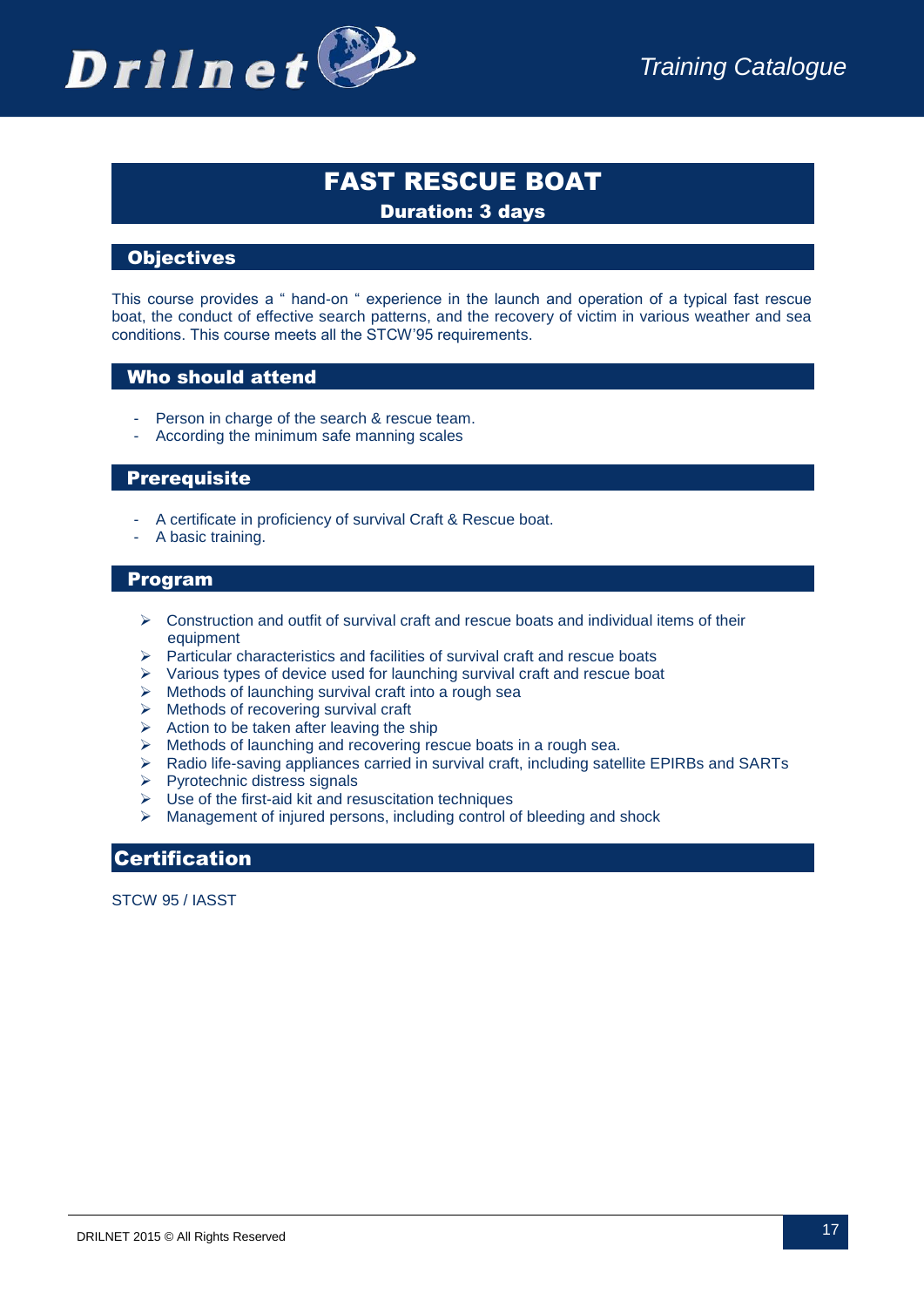# FAST RESCUE BOAT

**Duration: 3 days**

## Objectives

This course provides a " hand-on " experience in the launch and operation of a typical fast rescue boat, the conduct of effective search patterns, and the recovery of victim in various weather and sea conditions. This course meets all the STCW'95 requirements.

## Who should attend

- Person in charge of the search & rescue team.
- According the minimum safe manning scales

## Prerequisite

- A certificate in proficiency of survival Craft & Rescue boat.
- A basic training.

## Program

- Construction and outfit of survival craft and rescue boats and individual items of their equipment
- Particular characteristics and facilities of survival craft and rescue boats
- Various types of device used for launching survival craft and rescue boat
- Methods of launching survival craft into a rough sea
- Methods of recovering survival craft
- Action to be taken after leaving the ship
- Methods of launching and recovering rescue boats in a rough sea.
- Radio life-saving appliances carried in survival craft, including satellite EPIRBs and SARTs
- Pyrotechnic distress signals
- Use of the first-aid kit and resuscitation techniques
- Management of injured persons, including control of bleeding and shock

## Certification

STCW 95 / IASST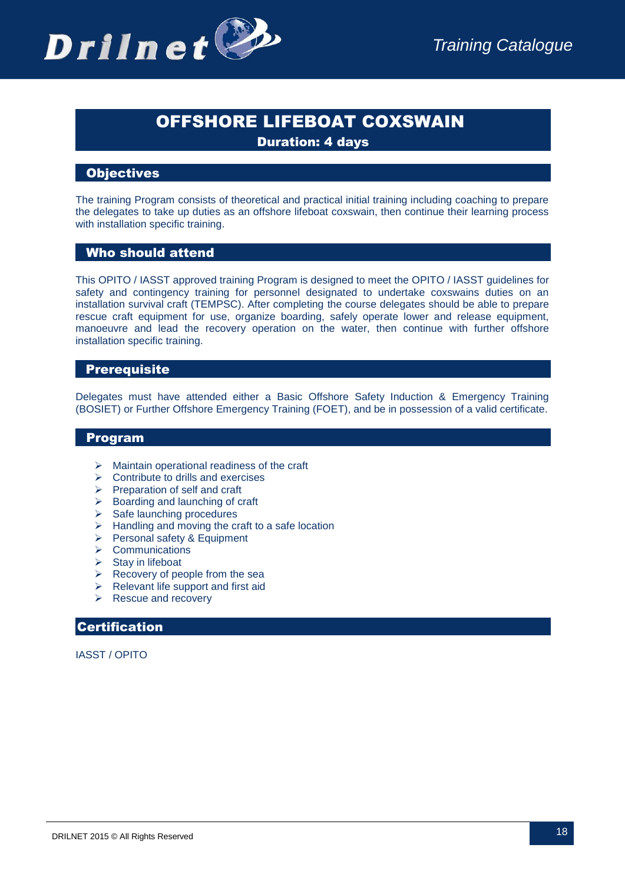# OFFSHORE LIFEBOAT COXSWAIN

**Duration: 4 days**

## Objectives

The training Program consists of theoretical and practical initial training including coaching to prepare the delegates to take up duties as an offshore lifeboat coxswain, then continue their learning process with installation specific training.

## Who should attend

This OPITO / IASST approved training Program is designed to meet the OPITO / IASST guidelines for safety and contingency training for personnel designated to undertake coxswains duties on an installation survival craft (TEMPSC). After completing the course delegates should be able to prepare rescue craft equipment for use, organize boarding, safely operate lower and release equipment, manoeuvre and lead the recovery operation on the water, then continue with further offshore installation specific training.

## Prerequisite

Delegates must have attended either a Basic Offshore Safety Induction & Emergency Training (BOSIET) or Further Offshore Emergency Training (FOET), and be in possession of a valid certificate.

## Program

- Maintain operational readiness of the craft
- Contribute to drills and exercises
- Preparation of self and craft
- Boarding and launching of craft
- Safe launching procedures
- Handling and moving the craft to a safe location
- Personal safety & Equipment
- Communications
- Stay in lifeboat
- Recovery of people from the sea
- Relevant life support and first aid
- Rescue and recovery

## Certification

IASST / OPITO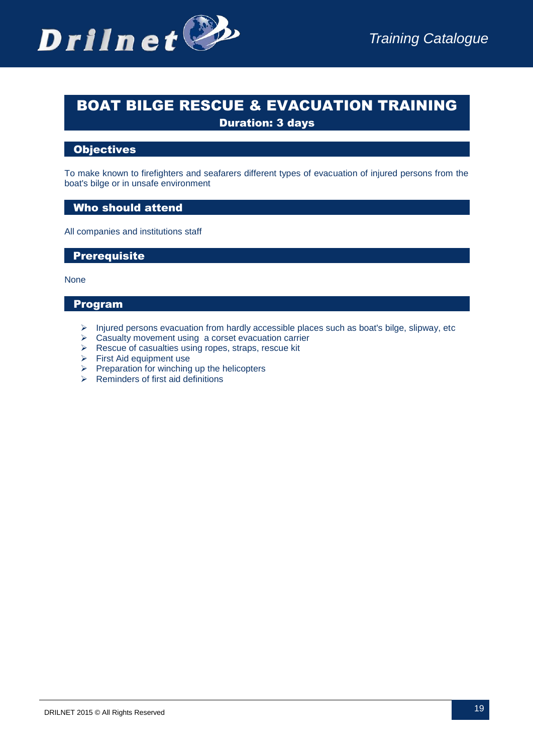# BOAT BILGE RESCUE & EVACUATION TRAINING

**Duration: 3 days**

## Objectives

To make known to firefighters and seafarers different types of evacuation of injured persons from the boat's bilge or in unsafe environment

## Who should attend

All companies and institutions staff

## Prerequisite

None

## Program

- Injured persons evacuation from hardly accessible places such as boat's bilge, slipway, etc
- Casualty movement using a corset evacuation carrier
- Rescue of casualties using ropes, straps, rescue kit
- First Aid equipment use
- Preparation for winching up the helicopters
- Reminders of first aid definitions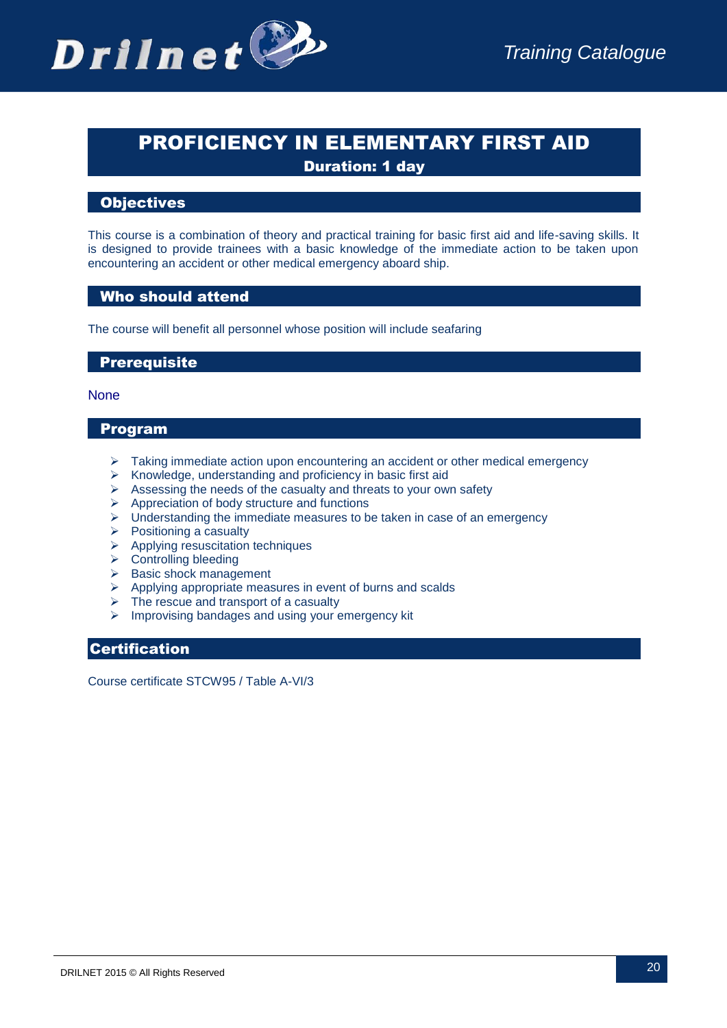# PROFICIENCY IN ELEMENTARY FIRST AID

**Duration: 1 day**

## Objectives

This course is a combination of theory and practical training for basic first aid and life-saving skills. It is designed to provide trainees with a basic knowledge of the immediate action to be taken upon encountering an accident or other medical emergency aboard ship.

## Who should attend

The course will benefit all personnel whose position will include seafaring

## Prerequisite

None

## Program

- Taking immediate action upon encountering an accident or other medical emergency
- Knowledge, understanding and proficiency in basic first aid
- Assessing the needs of the casualty and threats to your own safety
- Appreciation of body structure and functions
- Understanding the immediate measures to be taken in case of an emergency
- Positioning a casualty
- Applying resuscitation techniques
- Controlling bleeding
- Basic shock management
- Applying appropriate measures in event of burns and scalds
- The rescue and transport of a casualty
- Improvising bandages and using your emergency kit

## Certification

Course certificate STCW95 / Table A-VI/3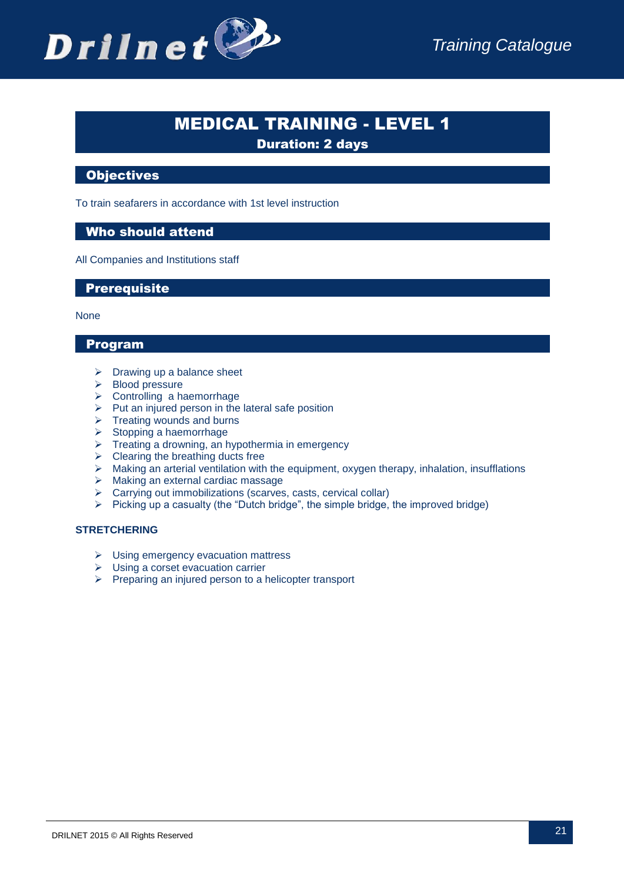# MEDICAL TRAINING - LEVEL 1

**Duration: 2 days**

## Objectives

To train seafarers in accordance with 1st level instruction

## Who should attend

All Companies and Institutions staff

## Prerequisite

None

## Program

- Drawing up a balance sheet
- Blood pressure
- Controlling a haemorrhage
- Put an injured person in the lateral safe position
- Treating wounds and burns
- Stopping a haemorrhage
- Treating a drowning, an hypothermia in emergency
- Clearing the breathing ducts free
- Making an arterial ventilation with the equipment, oxygen therapy, inhalation, insufflations
- Making an external cardiac massage
- Carrying out immobilizations (scarves, casts, cervical collar)
- Picking up a casualty (the “Dutch bridge”, the simple bridge, the improved bridge)

**STRETCHERING**

- Using emergency evacuation mattress
- Using a corset evacuation carrier
- Preparing an injured person to a helicopter transport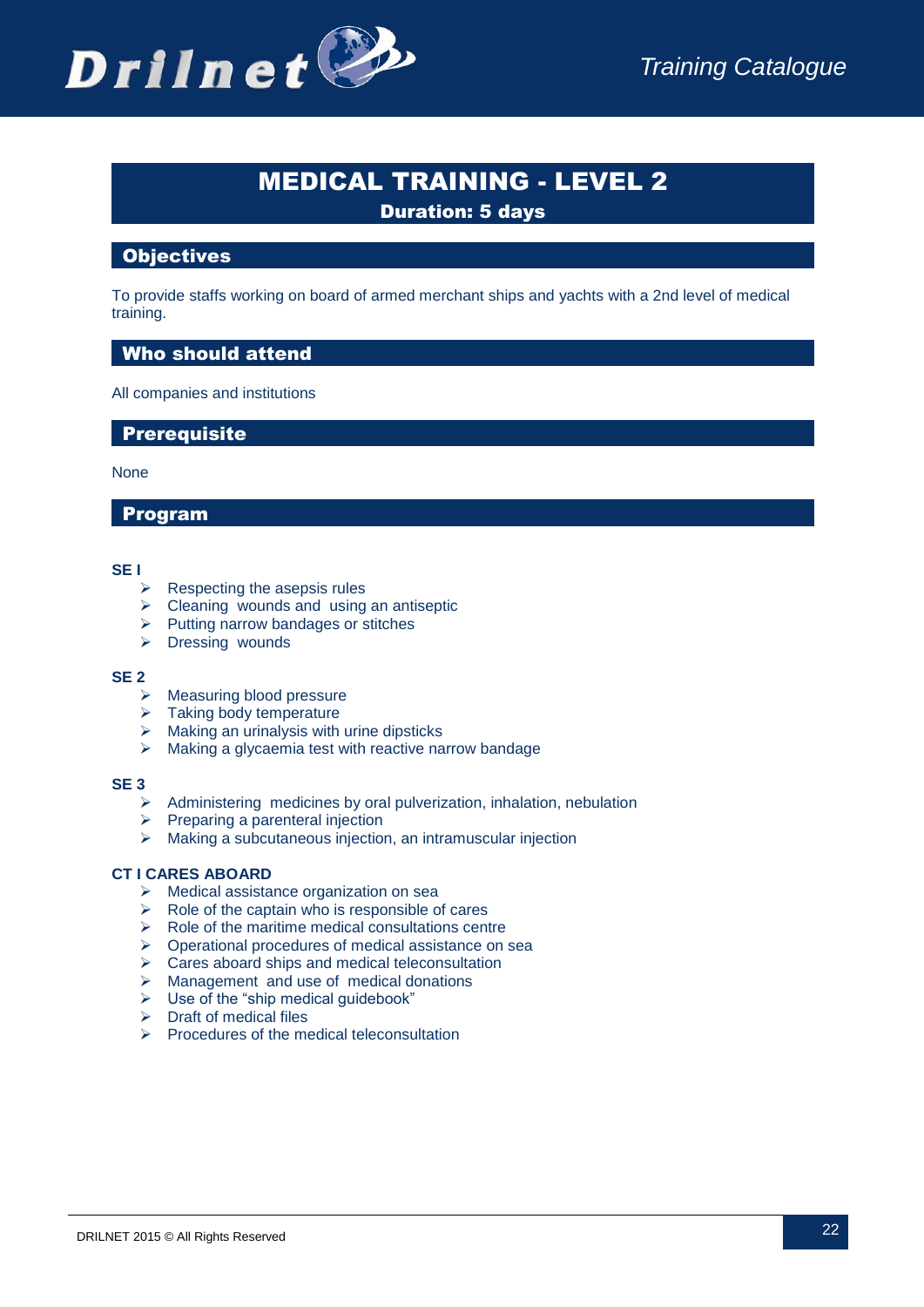# MEDICAL TRAINING - LEVEL 2

**Duration: 5 days**

## Objectives

To provide staffs working on board of armed merchant ships and yachts with a 2nd level of medical training.

## Who should attend

All companies and institutions

## Prerequisite

None

## Program

**SE I**

- Respecting the asepsis rules
- Cleaning wounds and using an antiseptic
- Putting narrow bandages or stitches
- Dressing wounds

**SE 2**

- Measuring blood pressure
- Taking body temperature
- Making an urinalysis with urine dipsticks
- Making a glycaemia test with reactive narrow bandage

**SE 3**

- Administering medicines by oral pulverization, inhalation, nebulation
- Preparing a parenteral injection
- Making a subcutaneous injection, an intramuscular injection

**CT I CARES ABOARD**

- Medical assistance organization on sea
- Role of the captain who is responsible of cares
- Role of the maritime medical consultations centre
- Operational procedures of medical assistance on sea
- Cares aboard ships and medical teleconsultation
- Management and use of medical donations
- Use of the “ship medical guidebook”
- Draft of medical files
- Procedures of the medical teleconsultation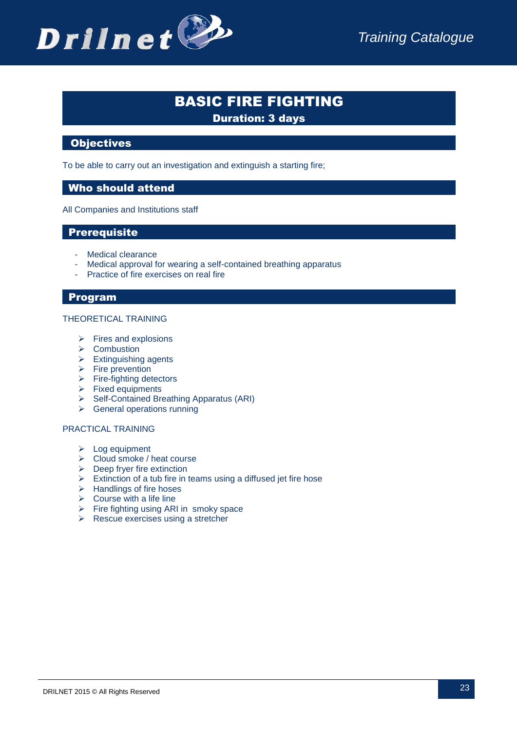# BASIC FIRE FIGHTING

**Duration: 3 days**

## Objectives

To be able to carry out an investigation and extinguish a starting fire;

## Who should attend

All Companies and Institutions staff

## Prerequisite

- Medical clearance
- Medical approval for wearing a self-contained breathing apparatus
- Practice of fire exercises on real fire

## Program

THEORETICAL TRAINING

- Fires and explosions
- Combustion
- Extinguishing agents
- Fire prevention
- Fire-fighting detectors
- Fixed equipments
- Self-Contained Breathing Apparatus (ARI)
- General operations running

PRACTICAL TRAINING

- Log equipment
- Cloud smoke / heat course
- Deep fryer fire extinction
- Extinction of a tub fire in teams using a diffused jet fire hose
- Handlings of fire hoses
- Course with a life line
- Fire fighting using ARI in smoky space
- Rescue exercises using a stretcher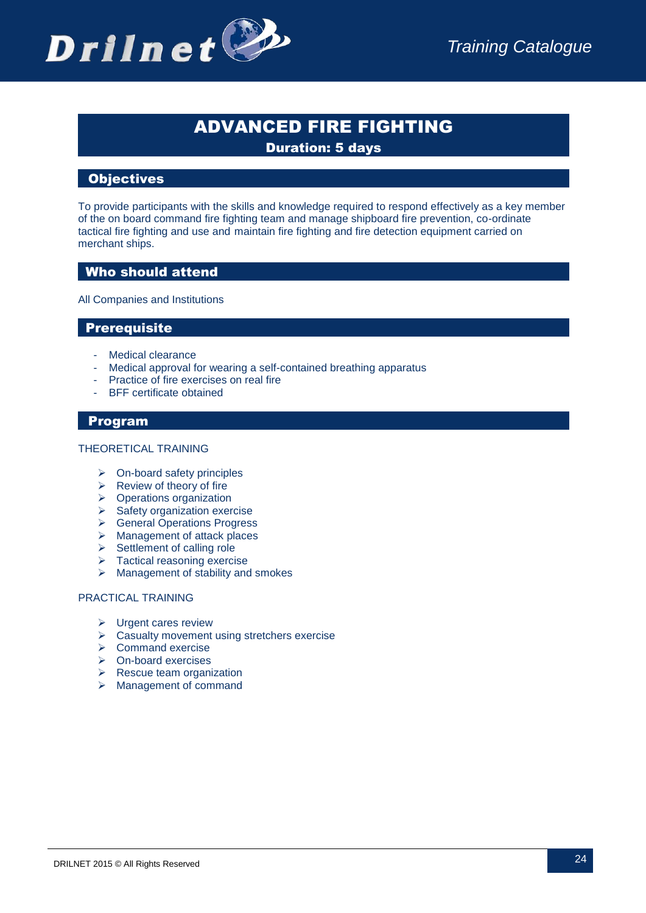# ADVANCED FIRE FIGHTING

**Duration: 5 days**

## Objectives

To provide participants with the skills and knowledge required to respond effectively as a key member of the on board command fire fighting team and manage shipboard fire prevention, co-ordinate tactical fire fighting and use and maintain fire fighting and fire detection equipment carried on merchant ships.

## Who should attend

All Companies and Institutions

## Prerequisite

- Medical clearance
- Medical approval for wearing a self-contained breathing apparatus
- Practice of fire exercises on real fire
- BFF certificate obtained

## Program

THEORETICAL TRAINING

- On-board safety principles
- Review of theory of fire
- Operations organization
- Safety organization exercise
- General Operations Progress
- Management of attack places
- Settlement of calling role
- Tactical reasoning exercise
- Management of stability and smokes

PRACTICAL TRAINING

- Urgent cares review
- Casualty movement using stretchers exercise
- Command exercise
- On-board exercises
- Rescue team organization
- Management of command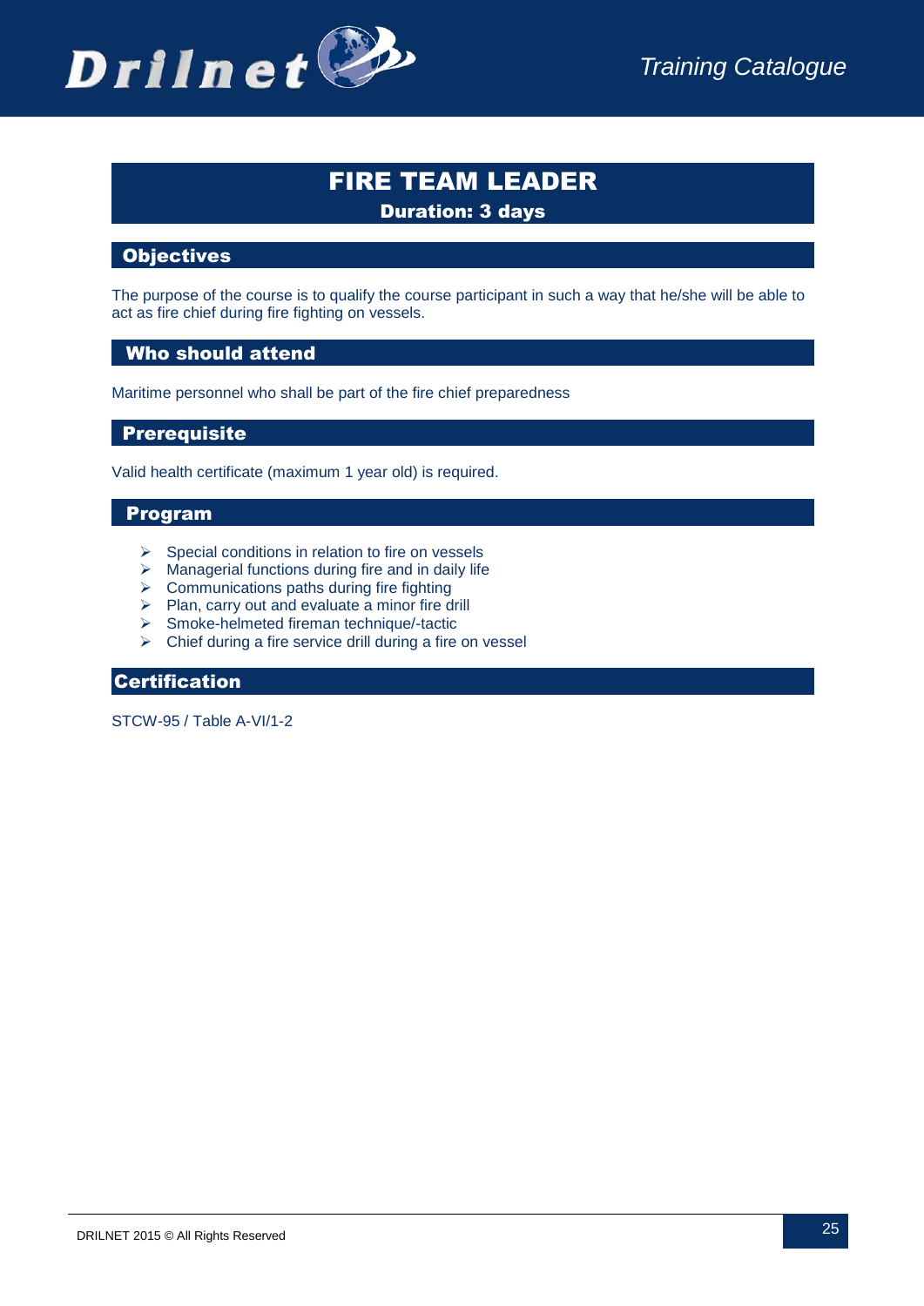# FIRE TEAM LEADER

**Duration: 3 days**

## Objectives

The purpose of the course is to qualify the course participant in such a way that he/she will be able to act as fire chief during fire fighting on vessels.

## Who should attend

Maritime personnel who shall be part of the fire chief preparedness

## Prerequisite

Valid health certificate (maximum 1 year old) is required.

## Program

- Special conditions in relation to fire on vessels
- Managerial functions during fire and in daily life
- Communications paths during fire fighting
- Plan, carry out and evaluate a minor fire drill
- Smoke-helmeted fireman technique/-tactic
- Chief during a fire service drill during a fire on vessel

## Certification

STCW-95 / Table A-VI/1-2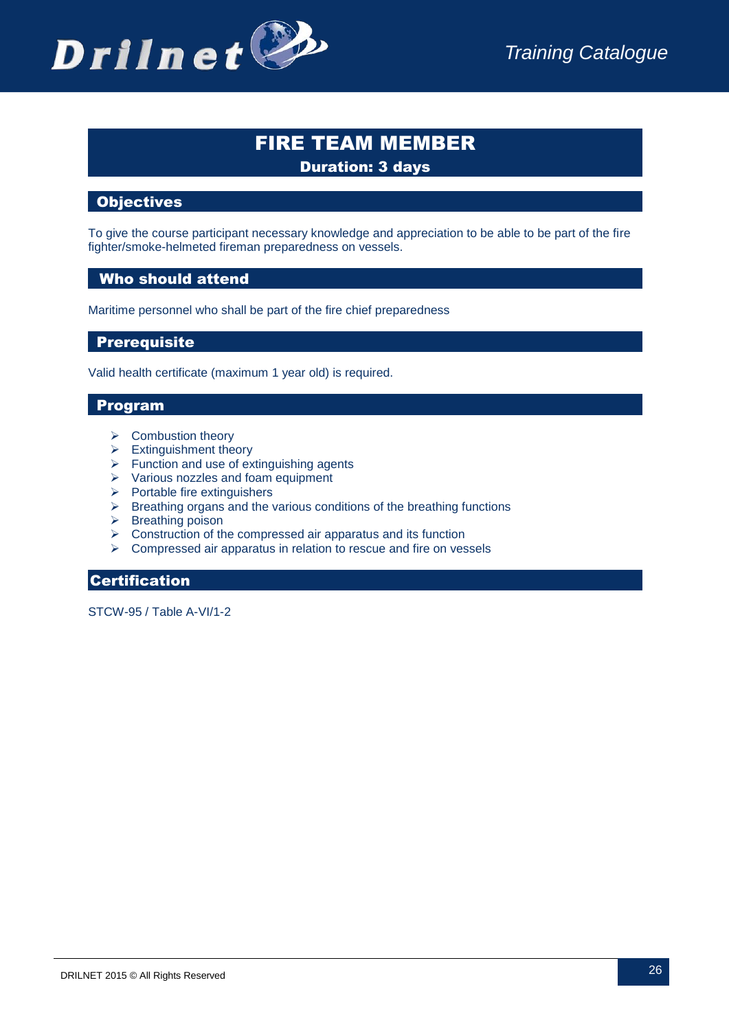# FIRE TEAM MEMBER

**Duration: 3 days**

## Objectives

To give the course participant necessary knowledge and appreciation to be able to be part of the fire fighter/smoke-helmeted fireman preparedness on vessels.

## Who should attend

Maritime personnel who shall be part of the fire chief preparedness

## Prerequisite

Valid health certificate (maximum 1 year old) is required.

## Program

- Combustion theory
- Extinguishment theory
- Function and use of extinguishing agents
- Various nozzles and foam equipment
- Portable fire extinguishers
- Breathing organs and the various conditions of the breathing functions
- Breathing poison
- Construction of the compressed air apparatus and its function
- Compressed air apparatus in relation to rescue and fire on vessels

## Certification

STCW-95 / Table A-VI/1-2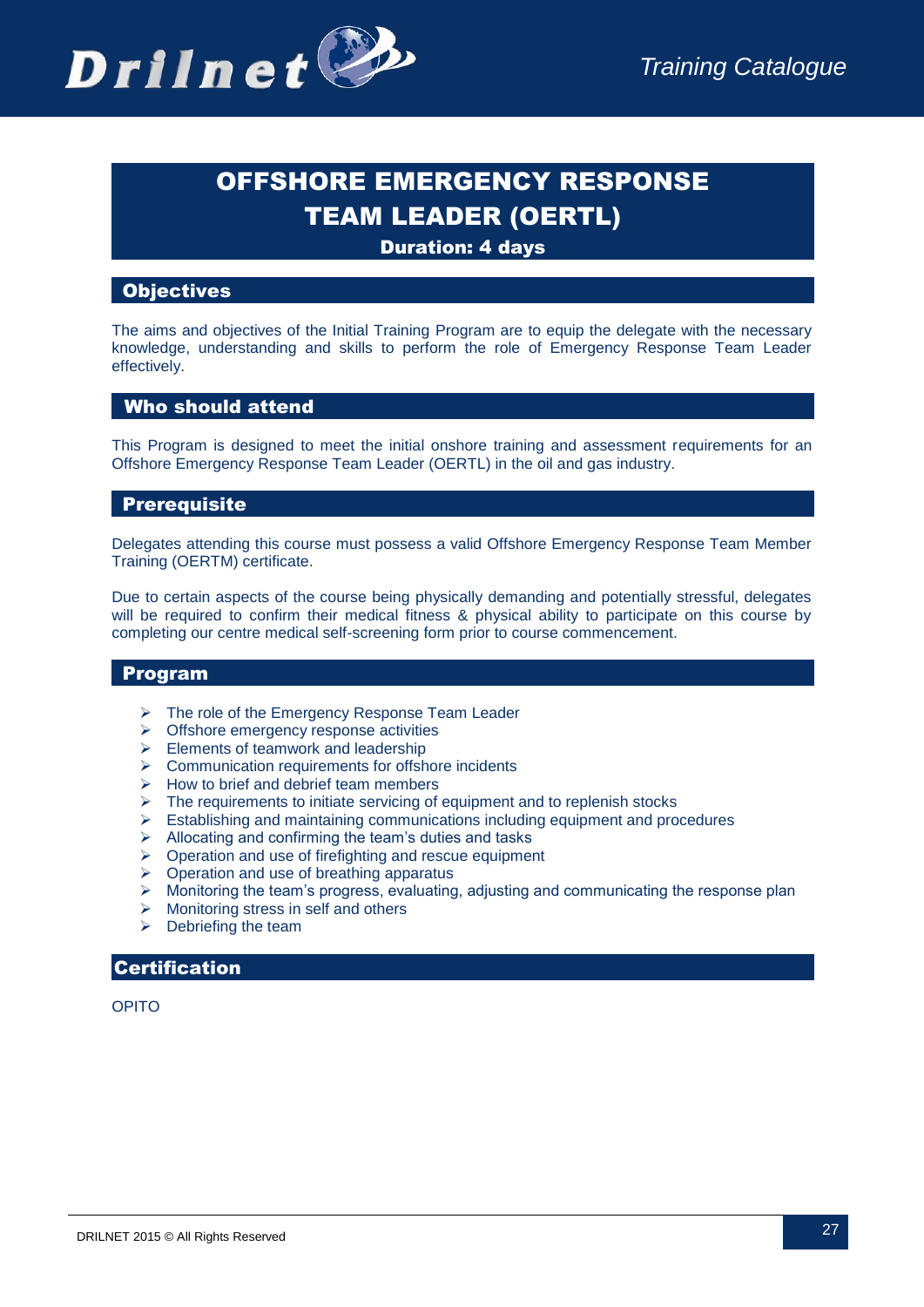# OFFSHORE EMERGENCY RESPONSE TEAM LEADER (OERTL)

**Duration: 4 days**

## Objectives

The aims and objectives of the Initial Training Program are to equip the delegate with the necessary knowledge, understanding and skills to perform the role of Emergency Response Team Leader effectively.

## Who should attend

This Program is designed to meet the initial onshore training and assessment requirements for an Offshore Emergency Response Team Leader (OERTL) in the oil and gas industry.

## Prerequisite

Delegates attending this course must possess a valid Offshore Emergency Response Team Member Training (OERTM) certificate.

Due to certain aspects of the course being physically demanding and potentially stressful, delegates will be required to confirm their medical fitness & physical ability to participate on this course by completing our centre medical self-screening form prior to course commencement.

## Program

- The role of the Emergency Response Team Leader
- Offshore emergency response activities
- Elements of teamwork and leadership
- Communication requirements for offshore incidents
- How to brief and debrief team members
- The requirements to initiate servicing of equipment and to replenish stocks
- Establishing and maintaining communications including equipment and procedures
- Allocating and confirming the team's duties and tasks
- Operation and use of firefighting and rescue equipment
- Operation and use of breathing apparatus
- Monitoring the team's progress, evaluating, adjusting and communicating the response plan
- Monitoring stress in self and others
- Debriefing the team

## Certification

OPITO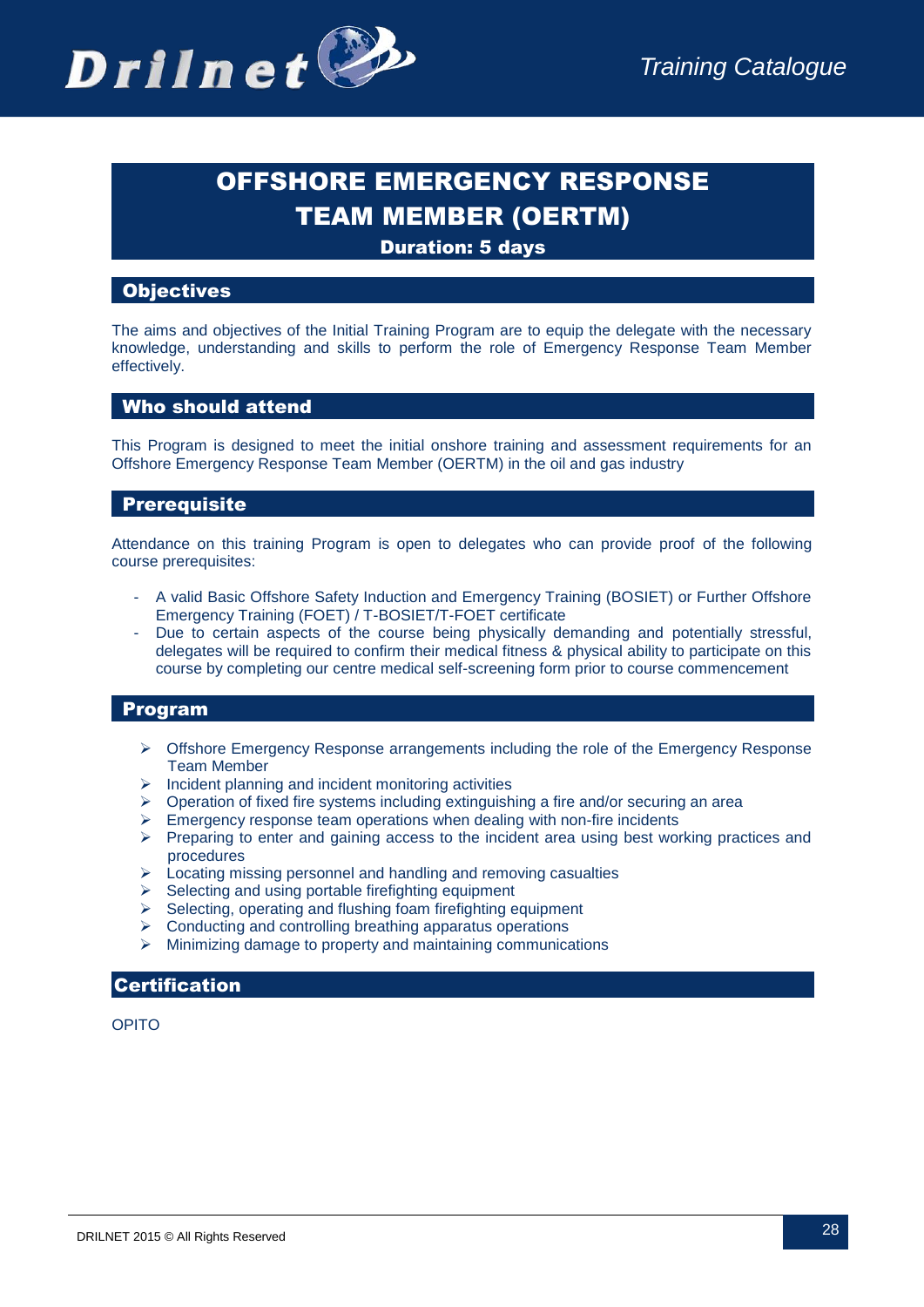# OFFSHORE EMERGENCY RESPONSE TEAM MEMBER (OERTM)

**Duration: 5 days**

## Objectives

The aims and objectives of the Initial Training Program are to equip the delegate with the necessary knowledge, understanding and skills to perform the role of Emergency Response Team Member effectively.

## Who should attend

This Program is designed to meet the initial onshore training and assessment requirements for an Offshore Emergency Response Team Member (OERTM) in the oil and gas industry

## Prerequisite

Attendance on this training Program is open to delegates who can provide proof of the following course prerequisites:

- A valid Basic Offshore Safety Induction and Emergency Training (BOSIET) or Further Offshore Emergency Training (FOET) / T-BOSIET/T-FOET certificate
- Due to certain aspects of the course being physically demanding and potentially stressful, delegates will be required to confirm their medical fitness & physical ability to participate on this course by completing our centre medical self-screening form prior to course commencement

## Program

- Offshore Emergency Response arrangements including the role of the Emergency Response Team Member
- Incident planning and incident monitoring activities
- Operation of fixed fire systems including extinguishing a fire and/or securing an area
- Emergency response team operations when dealing with non-fire incidents
- Preparing to enter and gaining access to the incident area using best working practices and procedures
- Locating missing personnel and handling and removing casualties
- Selecting and using portable firefighting equipment
- Selecting, operating and flushing foam firefighting equipment
- Conducting and controlling breathing apparatus operations
- Minimizing damage to property and maintaining communications

## Certification

OPITO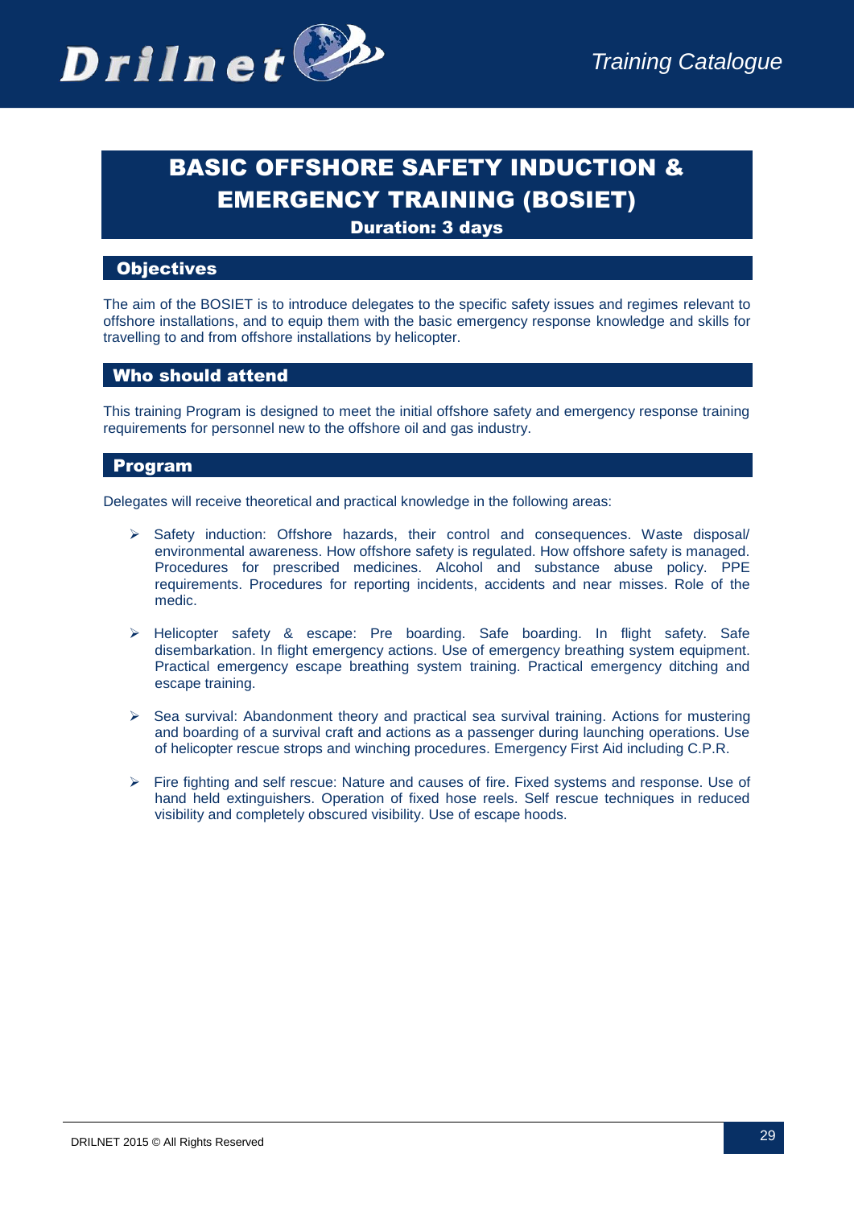# BASIC OFFSHORE SAFETY INDUCTION & EMERGENCY TRAINING (BOSIET)

**Duration: 3 days**

## Objectives

The aim of the BOSIET is to introduce delegates to the specific safety issues and regimes relevant to offshore installations, and to equip them with the basic emergency response knowledge and skills for travelling to and from offshore installations by helicopter.

## Who should attend

This training Program is designed to meet the initial offshore safety and emergency response training requirements for personnel new to the offshore oil and gas industry.

## Program

Delegates will receive theoretical and practical knowledge in the following areas:

- Safety induction: Offshore hazards, their control and consequences. Waste disposal/ environmental awareness. How offshore safety is regulated. How offshore safety is managed. Procedures for prescribed medicines. Alcohol and substance abuse policy. PPE requirements. Procedures for reporting incidents, accidents and near misses. Role of the medic.
- Helicopter safety & escape: Pre boarding. Safe boarding. In flight safety. Safe disembarkation. In flight emergency actions. Use of emergency breathing system equipment. Practical emergency escape breathing system training. Practical emergency ditching and escape training.
- Sea survival: Abandonment theory and practical sea survival training. Actions for mustering and boarding of a survival craft and actions as a passenger during launching operations. Use of helicopter rescue strops and winching procedures. Emergency First Aid including C.P.R.
- Fire fighting and self rescue: Nature and causes of fire. Fixed systems and response. Use of hand held extinguishers. Operation of fixed hose reels. Self rescue techniques in reduced visibility and completely obscured visibility. Use of escape hoods.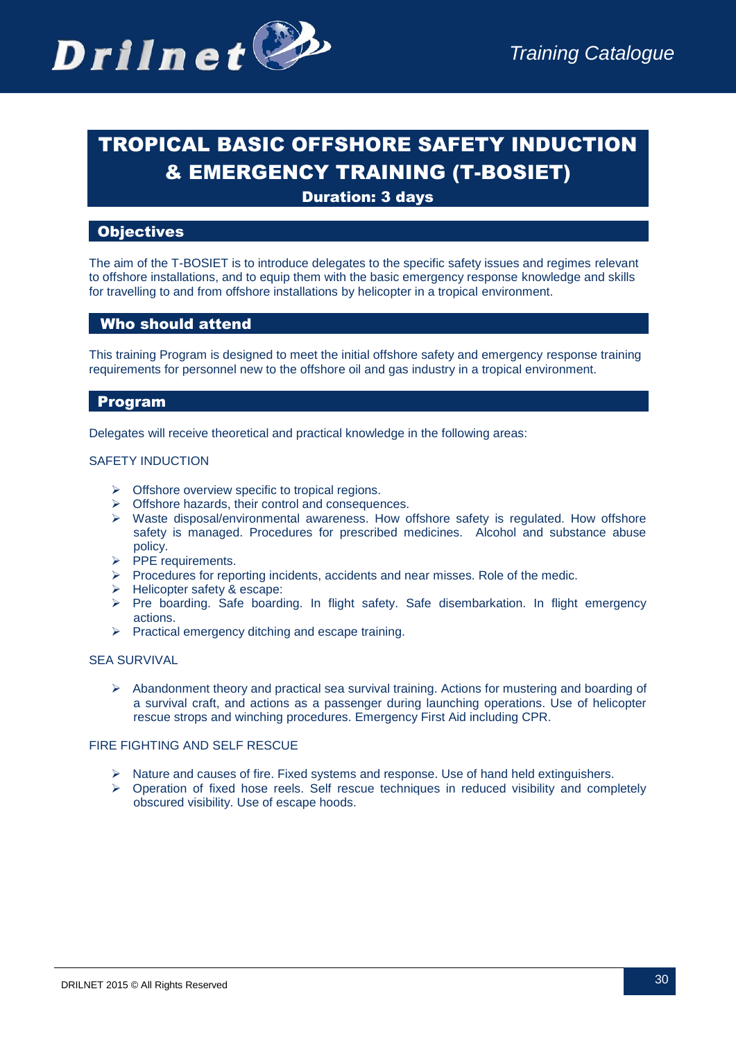# TROPICAL BASIC OFFSHORE SAFETY INDUCTION & EMERGENCY TRAINING (T-BOSIET)

**Duration: 3 days**

## Objectives

The aim of the T-BOSIET is to introduce delegates to the specific safety issues and regimes relevant to offshore installations, and to equip them with the basic emergency response knowledge and skills for travelling to and from offshore installations by helicopter in a tropical environment.

## Who should attend

This training Program is designed to meet the initial offshore safety and emergency response training requirements for personnel new to the offshore oil and gas industry in a tropical environment.

## Program

Delegates will receive theoretical and practical knowledge in the following areas:

SAFETY INDUCTION

- Offshore overview specific to tropical regions.
- Offshore hazards, their control and consequences.
- Waste disposal/environmental awareness. How offshore safety is regulated. How offshore safety is managed. Procedures for prescribed medicines. Alcohol and substance abuse policy.
- PPE requirements.
- Procedures for reporting incidents, accidents and near misses. Role of the medic.
- Helicopter safety & escape:
- Pre boarding. Safe boarding. In flight safety. Safe disembarkation. In flight emergency actions.
- Practical emergency ditching and escape training.

SEA SURVIVAL

- Abandonment theory and practical sea survival training. Actions for mustering and boarding of a survival craft, and actions as a passenger during launching operations. Use of helicopter rescue strops and winching procedures. Emergency First Aid including CPR.

FIRE FIGHTING AND SELF RESCUE

- Nature and causes of fire. Fixed systems and response. Use of hand held extinguishers.
- Operation of fixed hose reels. Self rescue techniques in reduced visibility and completely obscured visibility. Use of escape hoods.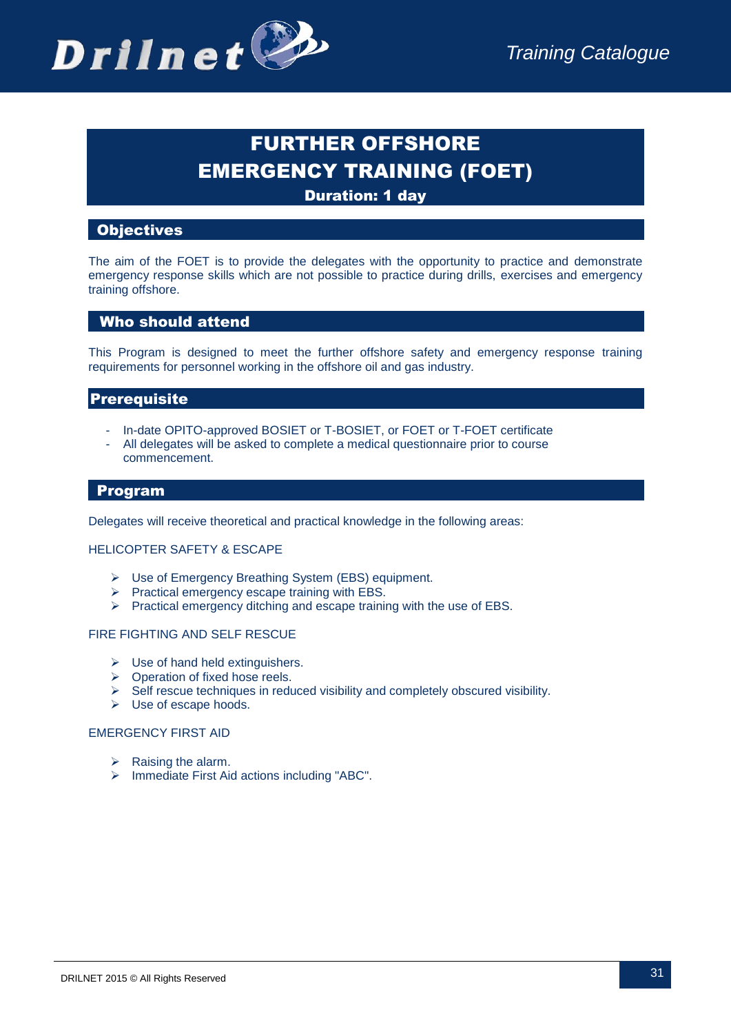# FURTHER OFFSHORE EMERGENCY TRAINING (FOET)

**Duration: 1 day**

## Objectives

The aim of the FOET is to provide the delegates with the opportunity to practice and demonstrate emergency response skills which are not possible to practice during drills, exercises and emergency training offshore.

## Who should attend

This Program is designed to meet the further offshore safety and emergency response training requirements for personnel working in the offshore oil and gas industry.

## Prerequisite

- In-date OPITO-approved BOSIET or T-BOSIET, or FOET or T-FOET certificate
- All delegates will be asked to complete a medical questionnaire prior to course commencement.

## Program

Delegates will receive theoretical and practical knowledge in the following areas:

HELICOPTER SAFETY & ESCAPE

- Use of Emergency Breathing System (EBS) equipment.
- Practical emergency escape training with EBS.
- Practical emergency ditching and escape training with the use of EBS.

FIRE FIGHTING AND SELF RESCUE

- Use of hand held extinguishers.
- Operation of fixed hose reels.
- Self rescue techniques in reduced visibility and completely obscured visibility.
- Use of escape hoods.

EMERGENCY FIRST AID

- Raising the alarm.
- Immediate First Aid actions including "ABC".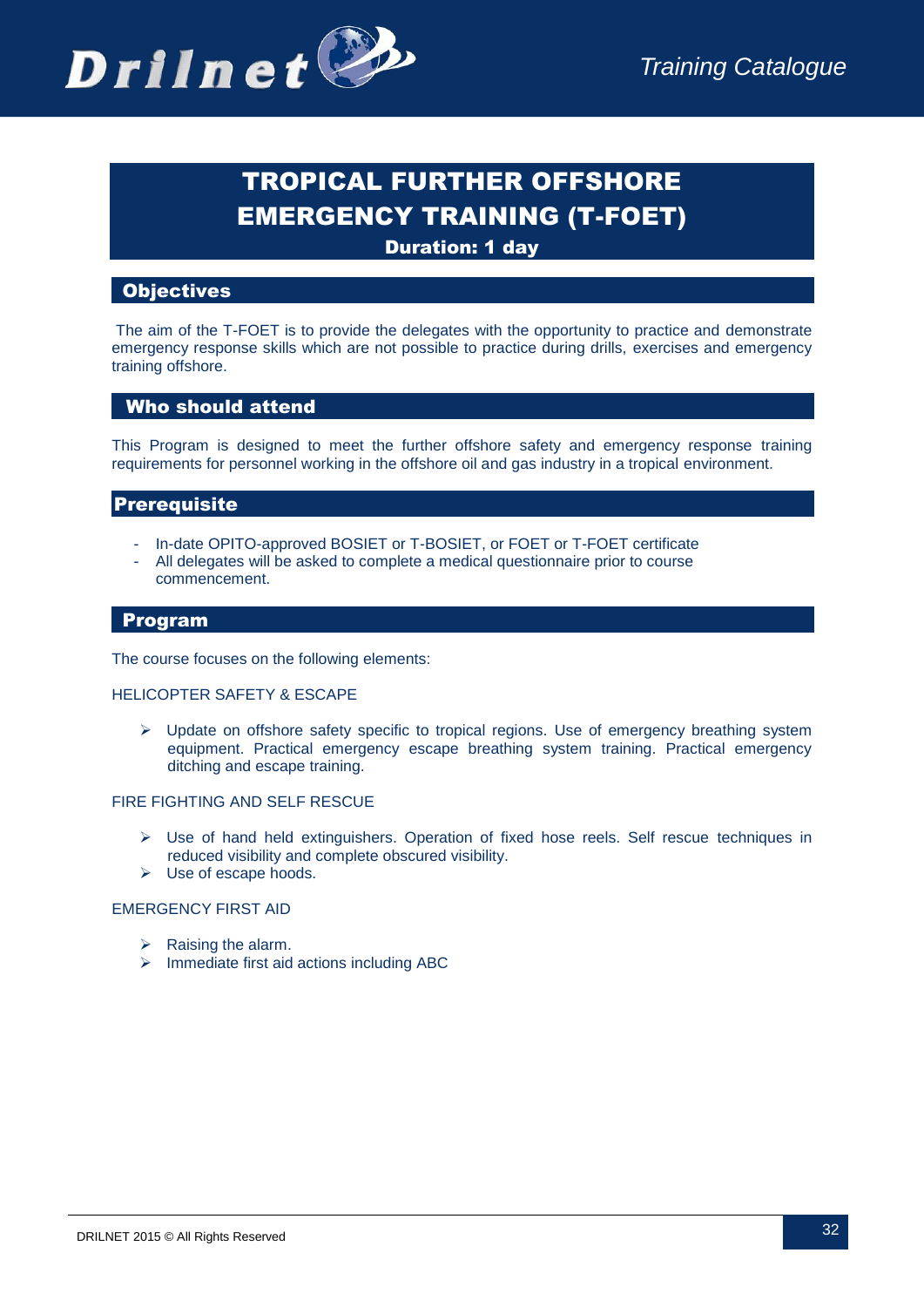# TROPICAL FURTHER OFFSHORE EMERGENCY TRAINING (T-FOET)

**Duration: 1 day**

## Objectives

The aim of the T-FOET is to provide the delegates with the opportunity to practice and demonstrate emergency response skills which are not possible to practice during drills, exercises and emergency training offshore.

## Who should attend

This Program is designed to meet the further offshore safety and emergency response training requirements for personnel working in the offshore oil and gas industry in a tropical environment.

## Prerequisite

- In-date OPITO-approved BOSIET or T-BOSIET, or FOET or T-FOET certificate
- All delegates will be asked to complete a medical questionnaire prior to course commencement.

## Program

The course focuses on the following elements:

HELICOPTER SAFETY & ESCAPE

- Update on offshore safety specific to tropical regions. Use of emergency breathing system equipment. Practical emergency escape breathing system training. Practical emergency ditching and escape training.

FIRE FIGHTING AND SELF RESCUE

- Use of hand held extinguishers. Operation of fixed hose reels. Self rescue techniques in reduced visibility and complete obscured visibility.
- Use of escape hoods.

EMERGENCY FIRST AID

- Raising the alarm.
- Immediate first aid actions including ABC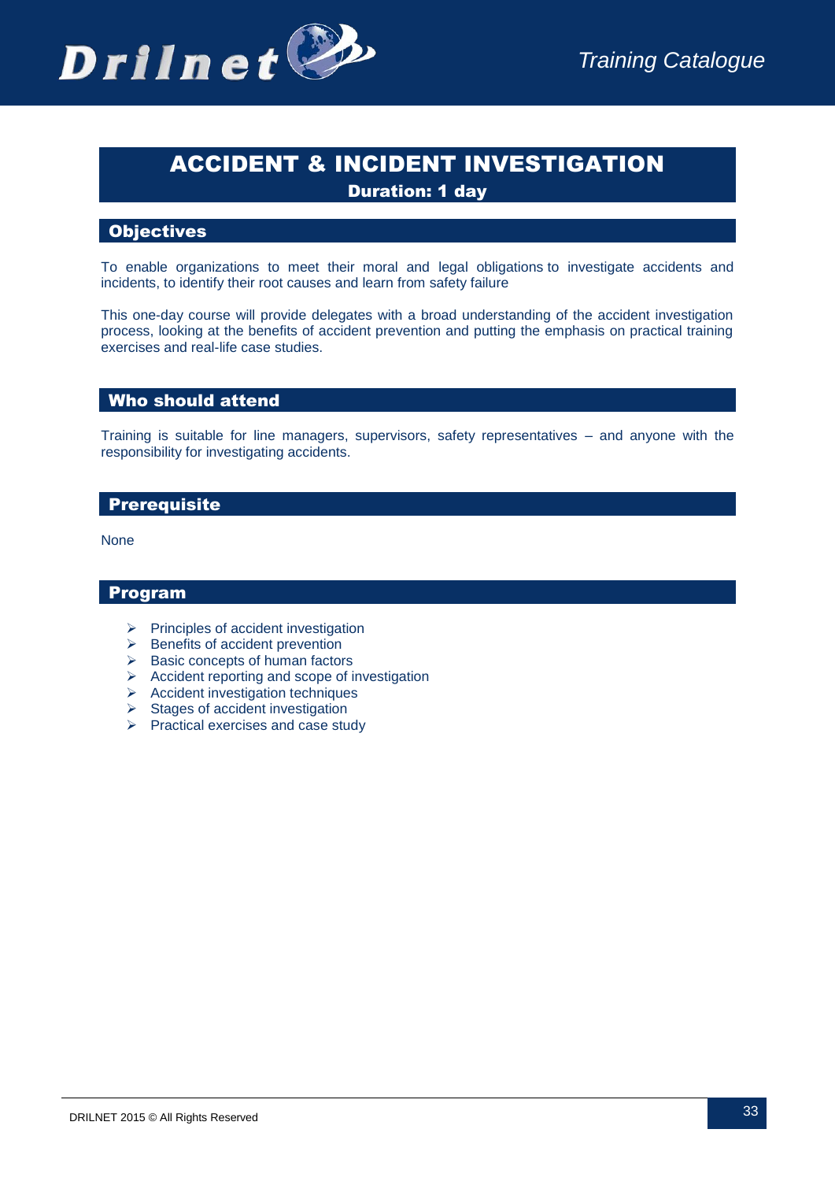# ACCIDENT & INCIDENT INVESTIGATION

**Duration: 1 day**

## Objectives

To enable organizations to meet their moral and legal obligations to investigate accidents and incidents, to identify their root causes and learn from safety failure

This one-day course will provide delegates with a broad understanding of the accident investigation process, looking at the benefits of accident prevention and putting the emphasis on practical training exercises and real-life case studies.

## Who should attend

Training is suitable for line managers, supervisors, safety representatives – and anyone with the responsibility for investigating accidents.

## Prerequisite

None

## Program

- Principles of accident investigation
- Benefits of accident prevention
- Basic concepts of human factors
- Accident reporting and scope of investigation
- Accident investigation techniques
- Stages of accident investigation
- Practical exercises and case study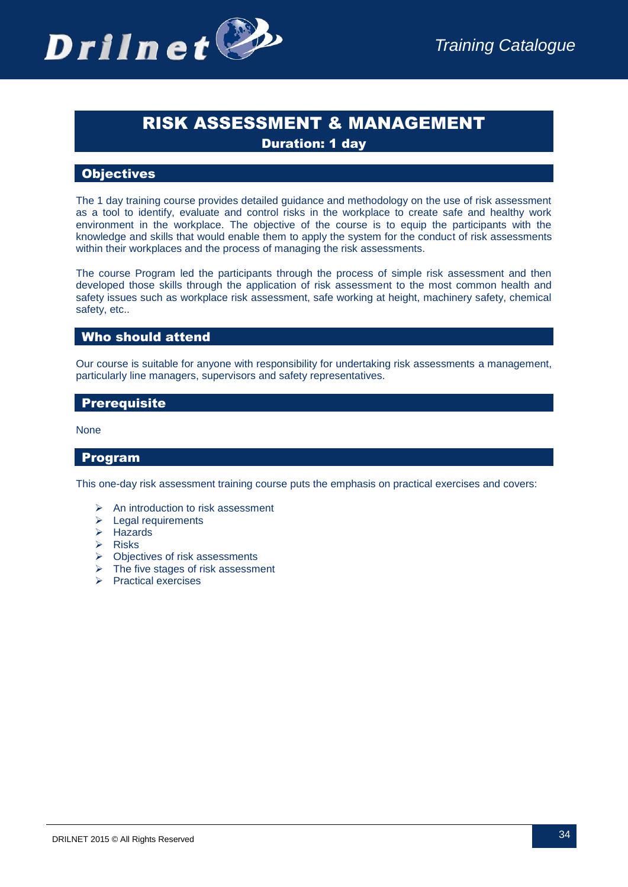# RISK ASSESSMENT & MANAGEMENT

**Duration: 1 day**

## Objectives

The 1 day training course provides detailed guidance and methodology on the use of risk assessment as a tool to identify, evaluate and control risks in the workplace to create safe and healthy work environment in the workplace. The objective of the course is to equip the participants with the knowledge and skills that would enable them to apply the system for the conduct of risk assessments within their workplaces and the process of managing the risk assessments.

The course Program led the participants through the process of simple risk assessment and then developed those skills through the application of risk assessment to the most common health and safety issues such as workplace risk assessment, safe working at height, machinery safety, chemical safety, etc..

## Who should attend

Our course is suitable for anyone with responsibility for undertaking risk assessments a management, particularly line managers, supervisors and safety representatives.

## Prerequisite

None

## Program

This one-day risk assessment training course puts the emphasis on practical exercises and covers:

- An introduction to risk assessment
- Legal requirements
- Hazards
- Risks
- Objectives of risk assessments
- The five stages of risk assessment
- Practical exercises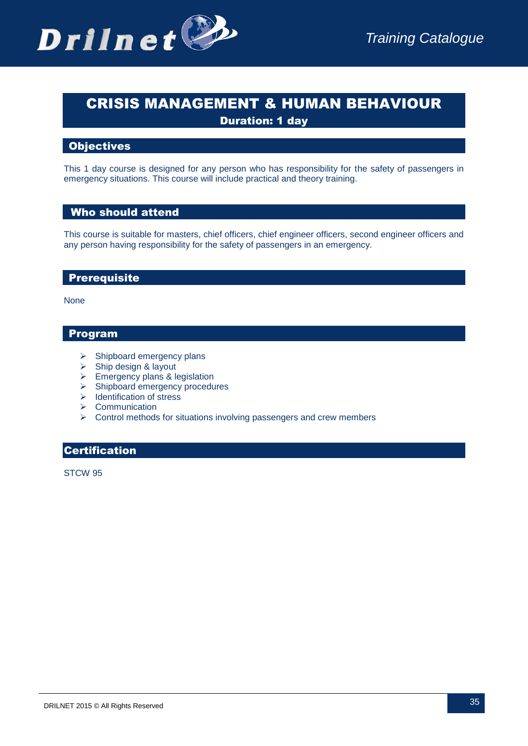# CRISIS MANAGEMENT & HUMAN BEHAVIOUR

**Duration: 1 day**

## Objectives

This 1 day course is designed for any person who has responsibility for the safety of passengers in emergency situations. This course will include practical and theory training.

## Who should attend

This course is suitable for masters, chief officers, chief engineer officers, second engineer officers and any person having responsibility for the safety of passengers in an emergency.

## Prerequisite

None

## Program

- Shipboard emergency plans
- Ship design & layout
- Emergency plans & legislation
- Shipboard emergency procedures
- Identification of stress
- Communication
- Control methods for situations involving passengers and crew members

## Certification

STCW 95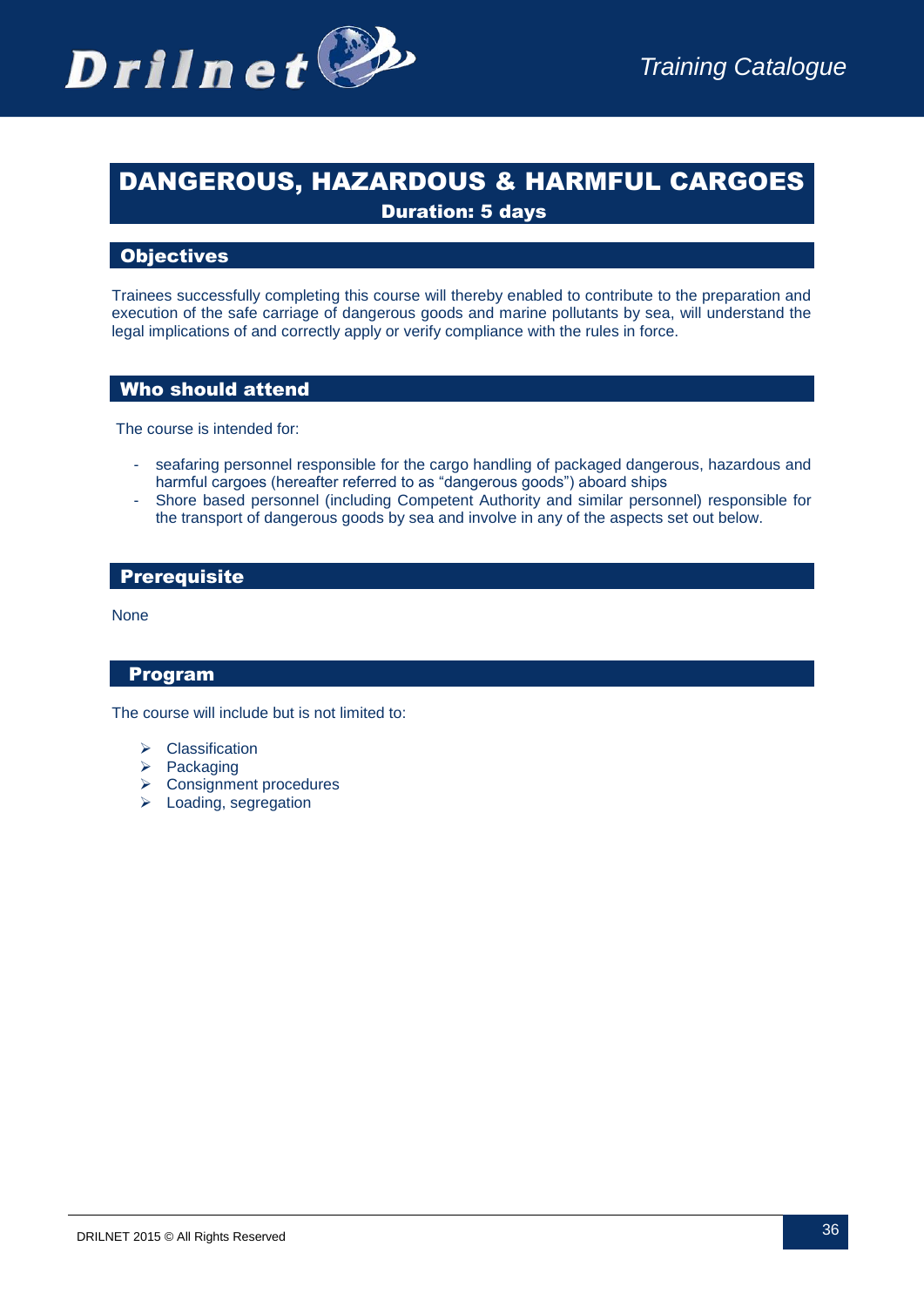# DANGEROUS, HAZARDOUS & HARMFUL CARGOES

**Duration: 5 days**

## Objectives

Trainees successfully completing this course will thereby enabled to contribute to the preparation and execution of the safe carriage of dangerous goods and marine pollutants by sea, will understand the legal implications of and correctly apply or verify compliance with the rules in force.

## Who should attend

The course is intended for:

- seafaring personnel responsible for the cargo handling of packaged dangerous, hazardous and harmful cargoes (hereafter referred to as "dangerous goods") aboard ships
- Shore based personnel (including Competent Authority and similar personnel) responsible for the transport of dangerous goods by sea and involve in any of the aspects set out below.

## Prerequisite

None

## Program

The course will include but is not limited to:

- Classification
- Packaging
- Consignment procedures
- Loading, segregation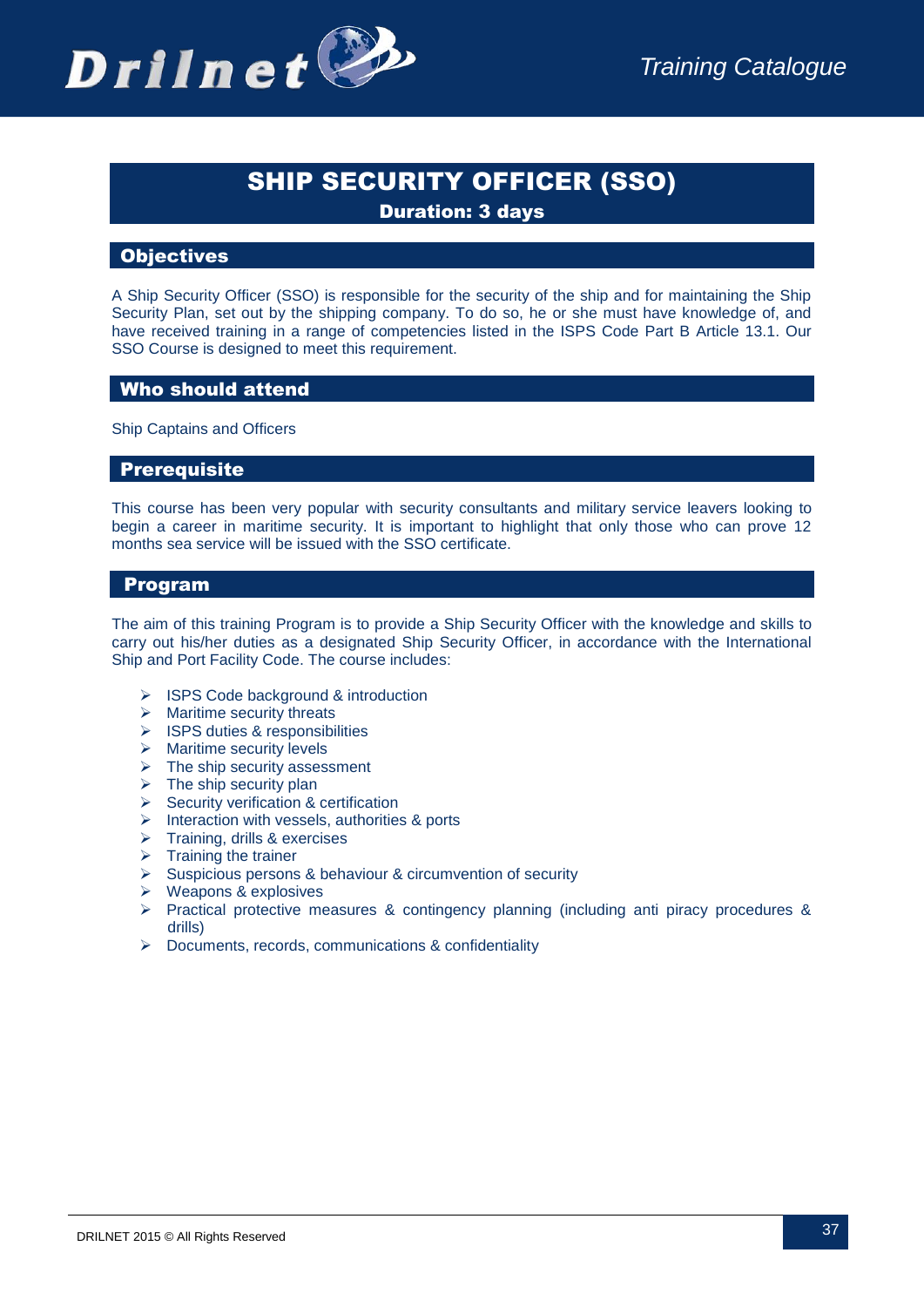# SHIP SECURITY OFFICER (SSO)

**Duration: 3 days**

## Objectives

A Ship Security Officer (SSO) is responsible for the security of the ship and for maintaining the Ship Security Plan, set out by the shipping company. To do so, he or she must have knowledge of, and have received training in a range of competencies listed in the ISPS Code Part B Article 13.1. Our SSO Course is designed to meet this requirement.

## Who should attend

Ship Captains and Officers

## Prerequisite

This course has been very popular with security consultants and military service leavers looking to begin a career in maritime security. It is important to highlight that only those who can prove 12 months sea service will be issued with the SSO certificate.

## Program

The aim of this training Program is to provide a Ship Security Officer with the knowledge and skills to carry out his/her duties as a designated Ship Security Officer, in accordance with the International Ship and Port Facility Code. The course includes:

- ISPS Code background & introduction
- Maritime security threats
- ISPS duties & responsibilities
- Maritime security levels
- The ship security assessment
- The ship security plan
- Security verification & certification
- Interaction with vessels, authorities & ports
- Training, drills & exercises
- Training the trainer
- Suspicious persons & behaviour & circumvention of security
- Weapons & explosives
- Practical protective measures & contingency planning (including anti piracy procedures & drills)
- Documents, records, communications & confidentiality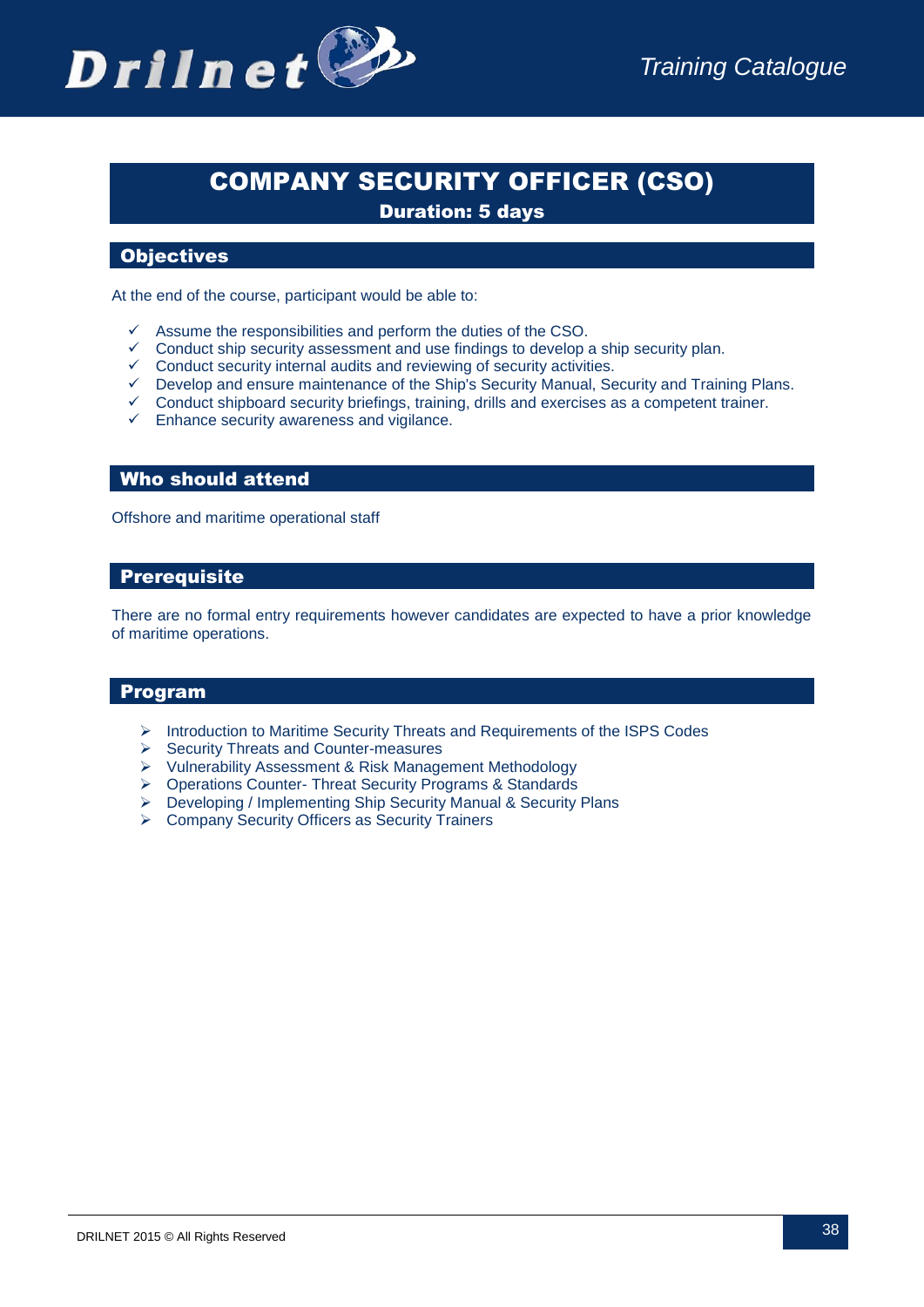# COMPANY SECURITY OFFICER (CSO)

**Duration: 5 days**

## Objectives

At the end of the course, participant would be able to:

- ✓ Assume the responsibilities and perform the duties of the CSO.
- ✓ Conduct ship security assessment and use findings to develop a ship security plan.
- ✓ Conduct security internal audits and reviewing of security activities.
- ✓ Develop and ensure maintenance of the Ship's Security Manual, Security and Training Plans.
- ✓ Conduct shipboard security briefings, training, drills and exercises as a competent trainer.
- ✓ Enhance security awareness and vigilance.

## Who should attend

Offshore and maritime operational staff

## Prerequisite

There are no formal entry requirements however candidates are expected to have a prior knowledge of maritime operations.

## Program

- Introduction to Maritime Security Threats and Requirements of the ISPS Codes
- Security Threats and Counter-measures
- Vulnerability Assessment & Risk Management Methodology
- Operations Counter- Threat Security Programs & Standards
- Developing / Implementing Ship Security Manual & Security Plans
- Company Security Officers as Security Trainers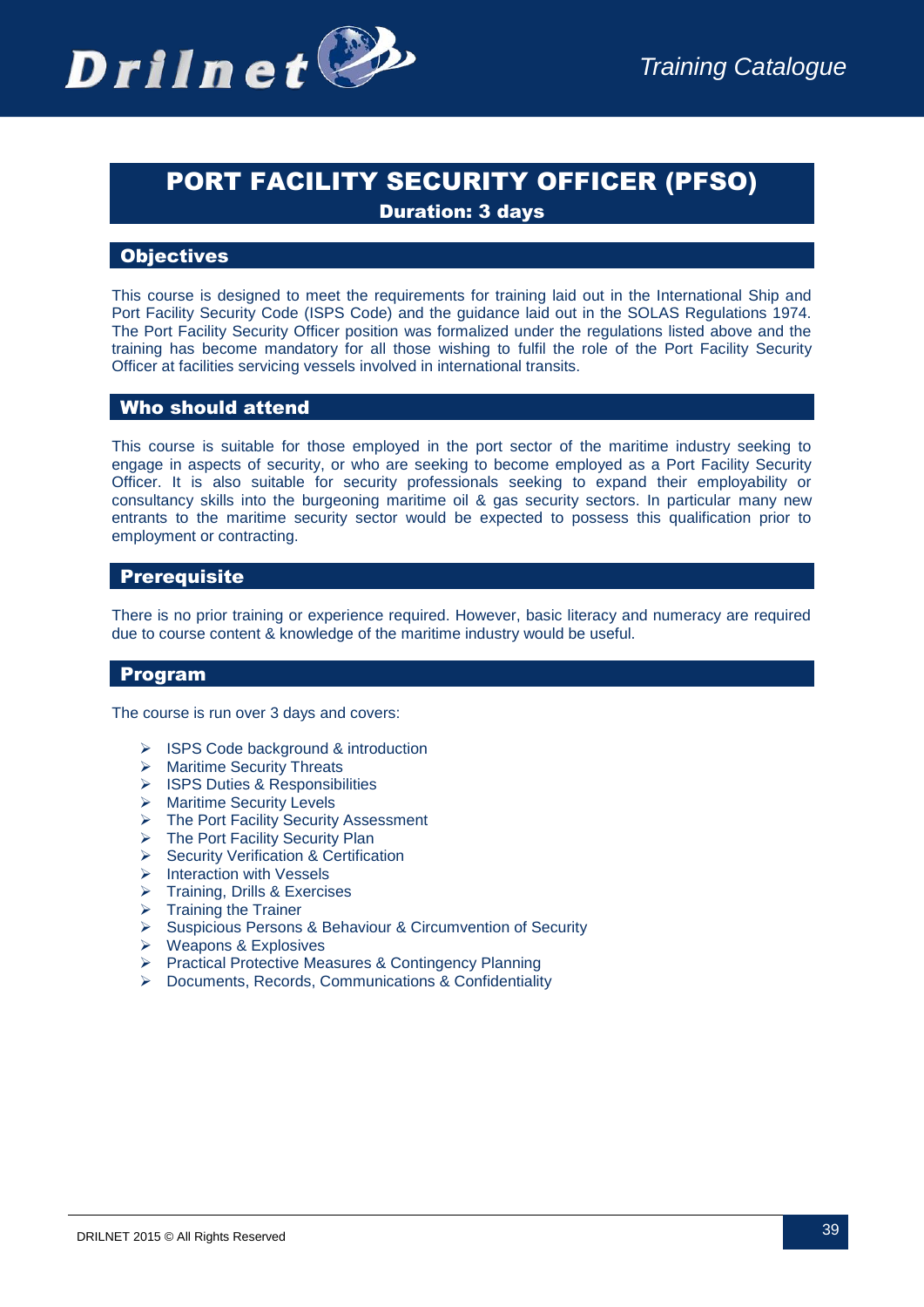# PORT FACILITY SECURITY OFFICER (PFSO)

**Duration: 3 days**

## Objectives

This course is designed to meet the requirements for training laid out in the International Ship and Port Facility Security Code (ISPS Code) and the guidance laid out in the SOLAS Regulations 1974. The Port Facility Security Officer position was formalized under the regulations listed above and the training has become mandatory for all those wishing to fulfil the role of the Port Facility Security Officer at facilities servicing vessels involved in international transits.

## Who should attend

This course is suitable for those employed in the port sector of the maritime industry seeking to engage in aspects of security, or who are seeking to become employed as a Port Facility Security Officer. It is also suitable for security professionals seeking to expand their employability or consultancy skills into the burgeoning maritime oil & gas security sectors. In particular many new entrants to the maritime security sector would be expected to possess this qualification prior to employment or contracting.

## Prerequisite

There is no prior training or experience required. However, basic literacy and numeracy are required due to course content & knowledge of the maritime industry would be useful.

## Program

The course is run over 3 days and covers:

- ISPS Code background & introduction
- Maritime Security Threats
- ISPS Duties & Responsibilities
- Maritime Security Levels
- The Port Facility Security Assessment
- The Port Facility Security Plan
- Security Verification & Certification
- Interaction with Vessels
- Training, Drills & Exercises
- Training the Trainer
- Suspicious Persons & Behaviour & Circumvention of Security
- Weapons & Explosives
- Practical Protective Measures & Contingency Planning
- Documents, Records, Communications & Confidentiality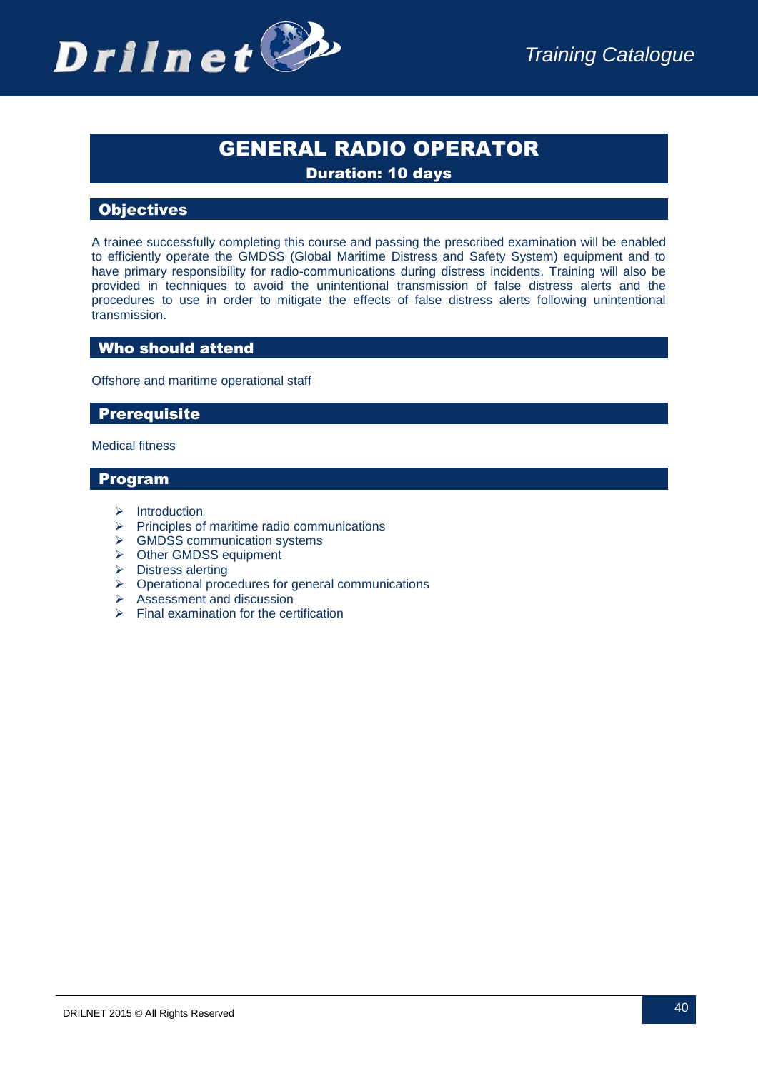# GENERAL RADIO OPERATOR

**Duration: 10 days**

## Objectives

A trainee successfully completing this course and passing the prescribed examination will be enabled to efficiently operate the GMDSS (Global Maritime Distress and Safety System) equipment and to have primary responsibility for radio-communications during distress incidents. Training will also be provided in techniques to avoid the unintentional transmission of false distress alerts and the procedures to use in order to mitigate the effects of false distress alerts following unintentional transmission.

## Who should attend

Offshore and maritime operational staff

## Prerequisite

Medical fitness

## Program

- Introduction
- Principles of maritime radio communications
- GMDSS communication systems
- Other GMDSS equipment
- Distress alerting
- Operational procedures for general communications
- Assessment and discussion
- Final examination for the certification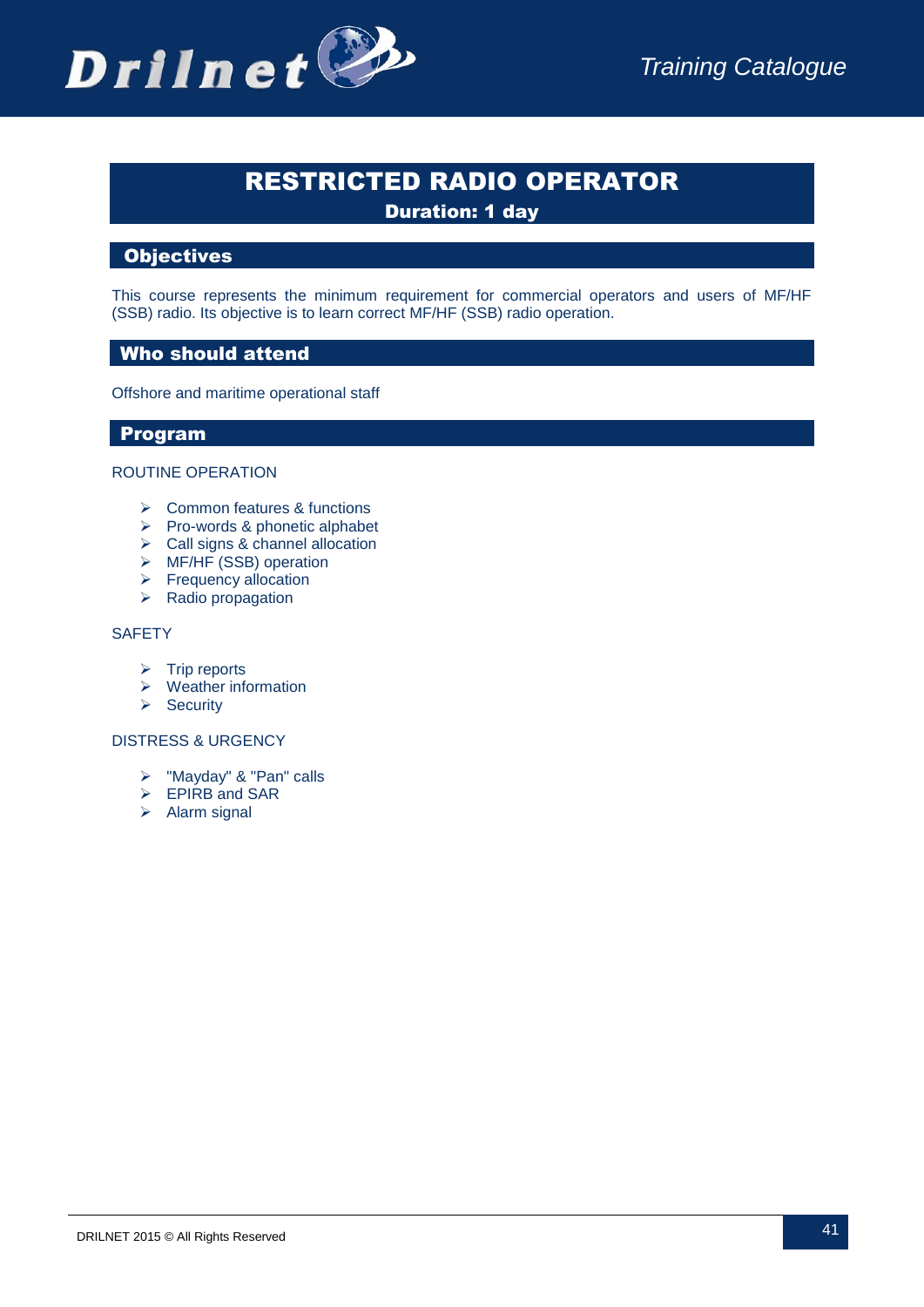# RESTRICTED RADIO OPERATOR

**Duration: 1 day**

## Objectives

This course represents the minimum requirement for commercial operators and users of MF/HF (SSB) radio. Its objective is to learn correct MF/HF (SSB) radio operation.

## Who should attend

Offshore and maritime operational staff

## Program

ROUTINE OPERATION

- Common features & functions
- Pro-words & phonetic alphabet
- Call signs & channel allocation
- MF/HF (SSB) operation
- Frequency allocation
- Radio propagation

SAFETY

- Trip reports
- Weather information
- Security

DISTRESS & URGENCY

- "Mayday" & "Pan" calls
- EPIRB and SAR
- Alarm signal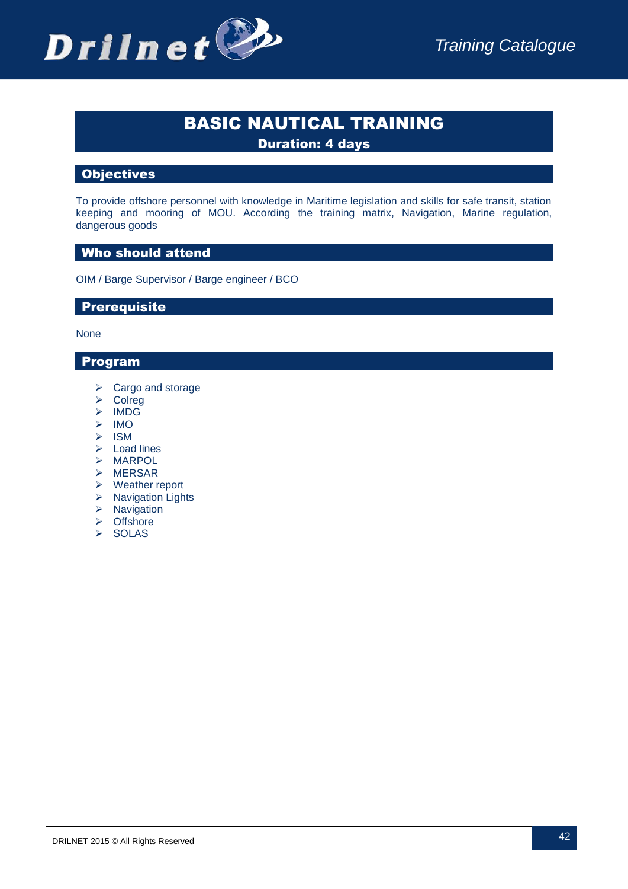# BASIC NAUTICAL TRAINING

**Duration: 4 days**

## Objectives

To provide offshore personnel with knowledge in Maritime legislation and skills for safe transit, station keeping and mooring of MOU. According the training matrix, Navigation, Marine regulation, dangerous goods

## Who should attend

OIM / Barge Supervisor / Barge engineer / BCO

## Prerequisite

None

## Program

- Cargo and storage
- Colreg
- IMDG
- IMO
- ISM
- Load lines
- MARPOL
- MERSAR
- Weather report
- Navigation Lights
- Navigation
- Offshore
- SOLAS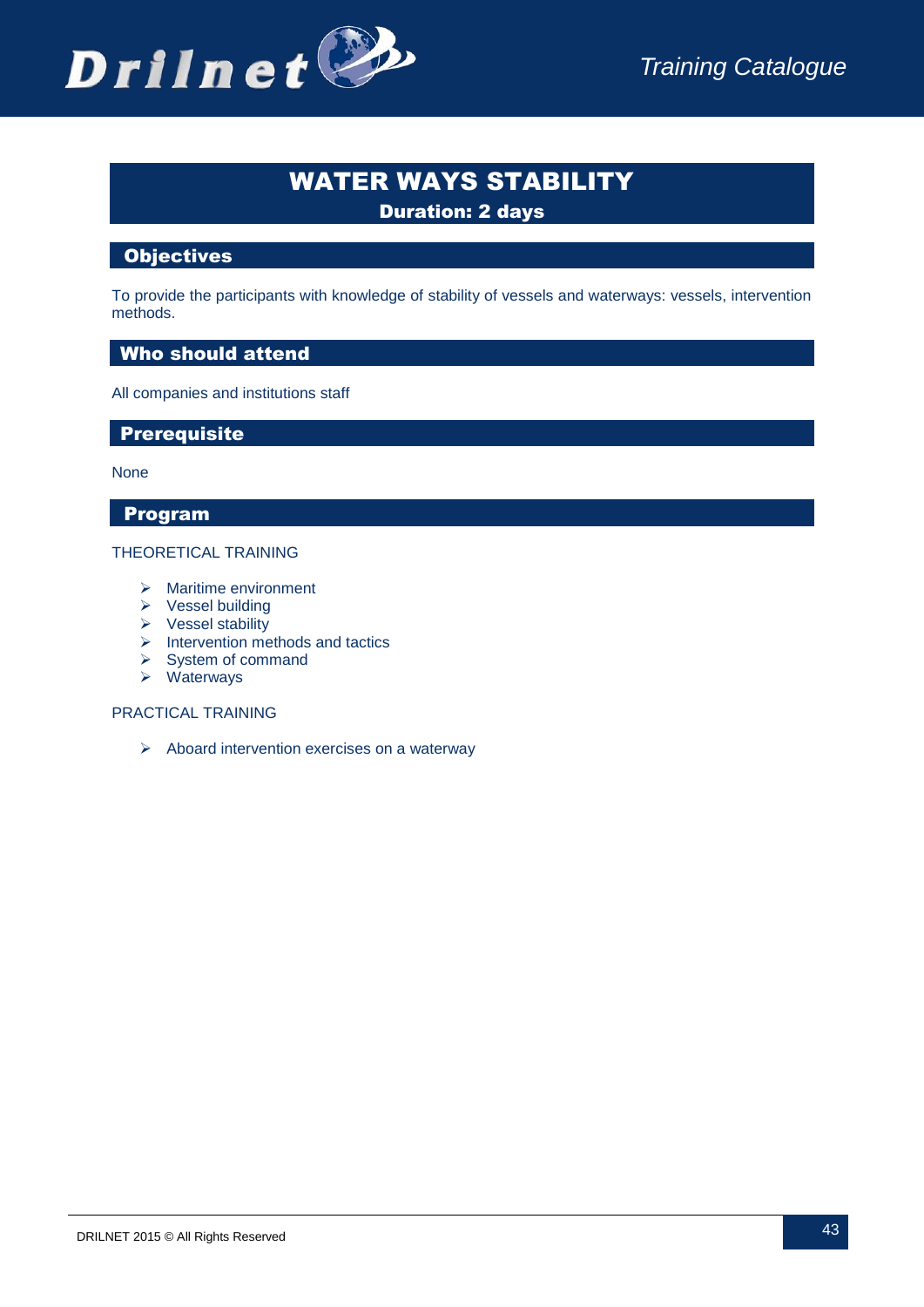# WATER WAYS STABILITY

**Duration: 2 days**

## Objectives

To provide the participants with knowledge of stability of vessels and waterways: vessels, intervention methods.

## Who should attend

All companies and institutions staff

## Prerequisite

None

## Program

THEORETICAL TRAINING

- Maritime environment
- Vessel building
- Vessel stability
- Intervention methods and tactics
- System of command
- Waterways

PRACTICAL TRAINING

- Aboard intervention exercises on a waterway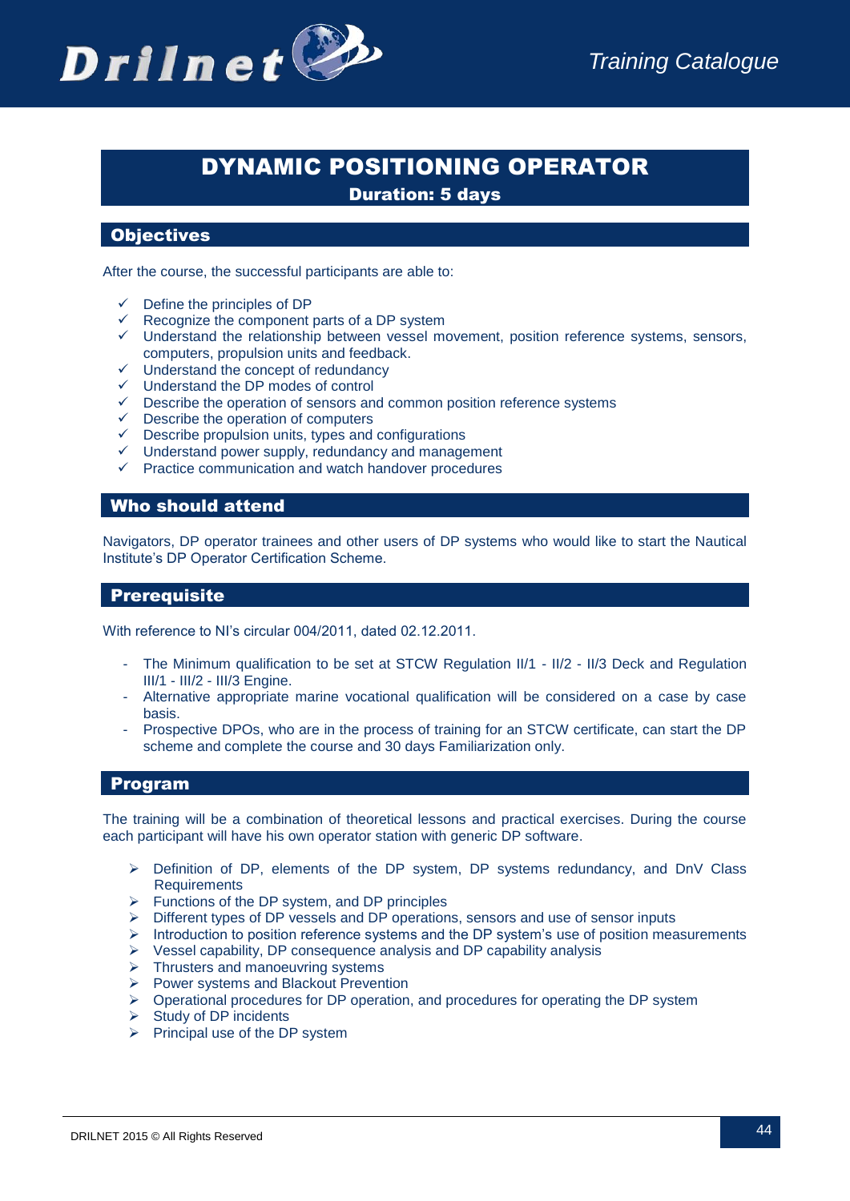# DYNAMIC POSITIONING OPERATOR

**Duration: 5 days**

## Objectives

After the course, the successful participants are able to:

- ✓ Define the principles of DP
- ✓ Recognize the component parts of a DP system
- ✓ Understand the relationship between vessel movement, position reference systems, sensors, computers, propulsion units and feedback.
- ✓ Understand the concept of redundancy
- ✓ Understand the DP modes of control
- ✓ Describe the operation of sensors and common position reference systems
- ✓ Describe the operation of computers
- ✓ Describe propulsion units, types and configurations
- ✓ Understand power supply, redundancy and management
- ✓ Practice communication and watch handover procedures

## Who should attend

Navigators, DP operator trainees and other users of DP systems who would like to start the Nautical Institute's DP Operator Certification Scheme.

## Prerequisite

With reference to NI's circular 004/2011, dated 02.12.2011.

- The Minimum qualification to be set at STCW Regulation II/1 - II/2 - II/3 Deck and Regulation III/1 - III/2 - III/3 Engine.
- Alternative appropriate marine vocational qualification will be considered on a case by case basis.
- Prospective DPOs, who are in the process of training for an STCW certificate, can start the DP scheme and complete the course and 30 days Familiarization only.

## Program

The training will be a combination of theoretical lessons and practical exercises. During the course each participant will have his own operator station with generic DP software.

- ➢ Definition of DP, elements of the DP system, DP systems redundancy, and DnV Class Requirements
- ➢ Functions of the DP system, and DP principles
- ➢ Different types of DP vessels and DP operations, sensors and use of sensor inputs
- ➢ Introduction to position reference systems and the DP system's use of position measurements
- ➢ Vessel capability, DP consequence analysis and DP capability analysis
- ➢ Thrusters and manoeuvring systems
- ➢ Power systems and Blackout Prevention
- ➢ Operational procedures for DP operation, and procedures for operating the DP system
- ➢ Study of DP incidents
- ➢ Principal use of the DP system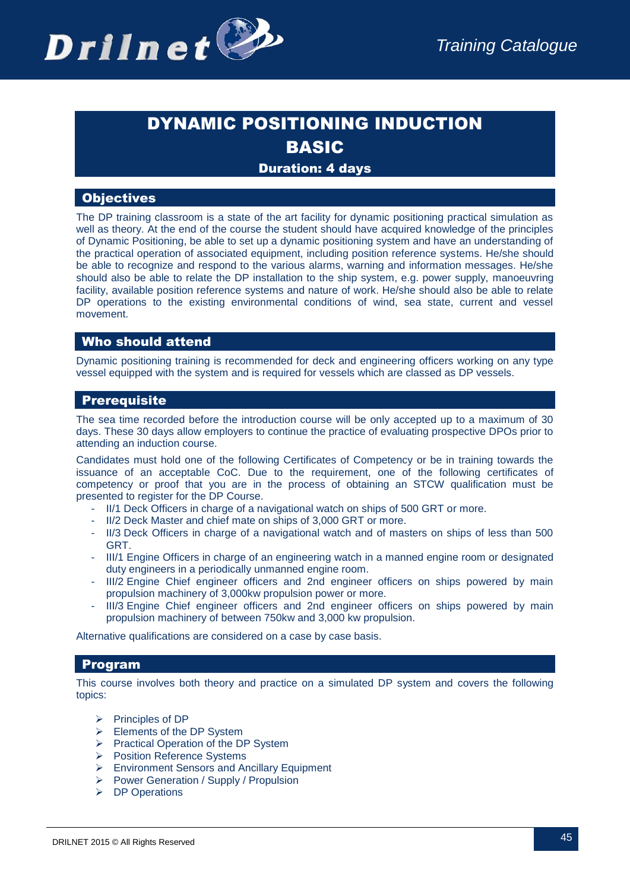# DYNAMIC POSITIONING INDUCTION BASIC

**Duration: 4 days**

## Objectives

The DP training classroom is a state of the art facility for dynamic positioning practical simulation as well as theory. At the end of the course the student should have acquired knowledge of the principles of Dynamic Positioning, be able to set up a dynamic positioning system and have an understanding of the practical operation of associated equipment, including position reference systems. He/she should be able to recognize and respond to the various alarms, warning and information messages. He/she should also be able to relate the DP installation to the ship system, e.g. power supply, manoeuvring facility, available position reference systems and nature of work. He/she should also be able to relate DP operations to the existing environmental conditions of wind, sea state, current and vessel movement.

## Who should attend

Dynamic positioning training is recommended for deck and engineering officers working on any type vessel equipped with the system and is required for vessels which are classed as DP vessels.

## Prerequisite

The sea time recorded before the introduction course will be only accepted up to a maximum of 30 days. These 30 days allow employers to continue the practice of evaluating prospective DPOs prior to attending an induction course.

Candidates must hold one of the following Certificates of Competency or be in training towards the issuance of an acceptable CoC. Due to the requirement, one of the following certificates of competency or proof that you are in the process of obtaining an STCW qualification must be presented to register for the DP Course.

- II/1 Deck Officers in charge of a navigational watch on ships of 500 GRT or more.
- II/2 Deck Master and chief mate on ships of 3,000 GRT or more.
- II/3 Deck Officers in charge of a navigational watch and of masters on ships of less than 500 GRT.
- III/1 Engine Officers in charge of an engineering watch in a manned engine room or designated duty engineers in a periodically unmanned engine room.
- III/2 Engine Chief engineer officers and 2nd engineer officers on ships powered by main propulsion machinery of 3,000kw propulsion power or more.
- III/3 Engine Chief engineer officers and 2nd engineer officers on ships powered by main propulsion machinery of between 750kw and 3,000 kw propulsion.

Alternative qualifications are considered on a case by case basis.

## Program

This course involves both theory and practice on a simulated DP system and covers the following topics:

- Principles of DP
- Elements of the DP System
- Practical Operation of the DP System
- Position Reference Systems
- Environment Sensors and Ancillary Equipment
- Power Generation / Supply / Propulsion
- DP Operations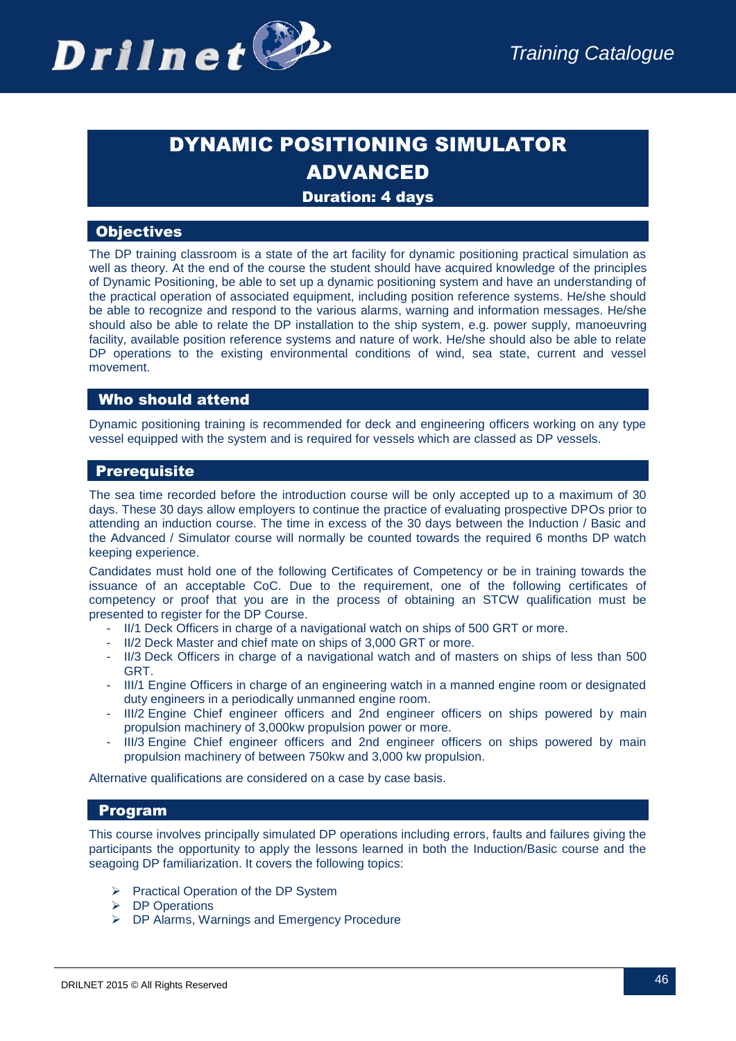# DYNAMIC POSITIONING SIMULATOR ADVANCED

**Duration: 4 days**

## Objectives

The DP training classroom is a state of the art facility for dynamic positioning practical simulation as well as theory. At the end of the course the student should have acquired knowledge of the principles of Dynamic Positioning, be able to set up a dynamic positioning system and have an understanding of the practical operation of associated equipment, including position reference systems. He/she should be able to recognize and respond to the various alarms, warning and information messages. He/she should also be able to relate the DP installation to the ship system, e.g. power supply, manoeuvring facility, available position reference systems and nature of work. He/she should also be able to relate DP operations to the existing environmental conditions of wind, sea state, current and vessel movement.

## Who should attend

Dynamic positioning training is recommended for deck and engineering officers working on any type vessel equipped with the system and is required for vessels which are classed as DP vessels.

## Prerequisite

The sea time recorded before the introduction course will be only accepted up to a maximum of 30 days. These 30 days allow employers to continue the practice of evaluating prospective DPOs prior to attending an induction course. The time in excess of the 30 days between the Induction / Basic and the Advanced / Simulator course will normally be counted towards the required 6 months DP watch keeping experience.

Candidates must hold one of the following Certificates of Competency or be in training towards the issuance of an acceptable CoC. Due to the requirement, one of the following certificates of competency or proof that you are in the process of obtaining an STCW qualification must be presented to register for the DP Course.

- II/1 Deck Officers in charge of a navigational watch on ships of 500 GRT or more.
- II/2 Deck Master and chief mate on ships of 3,000 GRT or more.
- II/3 Deck Officers in charge of a navigational watch and of masters on ships of less than 500 GRT.
- III/1 Engine Officers in charge of an engineering watch in a manned engine room or designated duty engineers in a periodically unmanned engine room.
- III/2 Engine Chief engineer officers and 2nd engineer officers on ships powered by main propulsion machinery of 3,000kw propulsion power or more.
- III/3 Engine Chief engineer officers and 2nd engineer officers on ships powered by main propulsion machinery of between 750kw and 3,000 kw propulsion.

Alternative qualifications are considered on a case by case basis.

## Program

This course involves principally simulated DP operations including errors, faults and failures giving the participants the opportunity to apply the lessons learned in both the Induction/Basic course and the seagoing DP familiarization. It covers the following topics:

- Practical Operation of the DP System
- DP Operations
- DP Alarms, Warnings and Emergency Procedure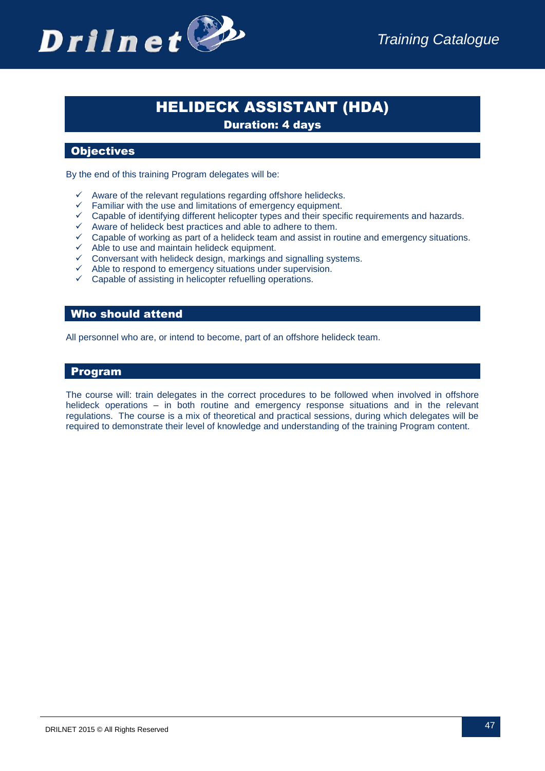# HELIDECK ASSISTANT (HDA)

**Duration: 4 days**

## Objectives

By the end of this training Program delegates will be:

- ✓ Aware of the relevant regulations regarding offshore helidecks.
- ✓ Familiar with the use and limitations of emergency equipment.
- ✓ Capable of identifying different helicopter types and their specific requirements and hazards.
- ✓ Aware of helideck best practices and able to adhere to them.
- ✓ Capable of working as part of a helideck team and assist in routine and emergency situations.
- ✓ Able to use and maintain helideck equipment.
- ✓ Conversant with helideck design, markings and signalling systems.
- ✓ Able to respond to emergency situations under supervision.
- ✓ Capable of assisting in helicopter refuelling operations.

## Who should attend

All personnel who are, or intend to become, part of an offshore helideck team.

## Program

The course will: train delegates in the correct procedures to be followed when involved in offshore helideck operations – in both routine and emergency response situations and in the relevant regulations. The course is a mix of theoretical and practical sessions, during which delegates will be required to demonstrate their level of knowledge and understanding of the training Program content.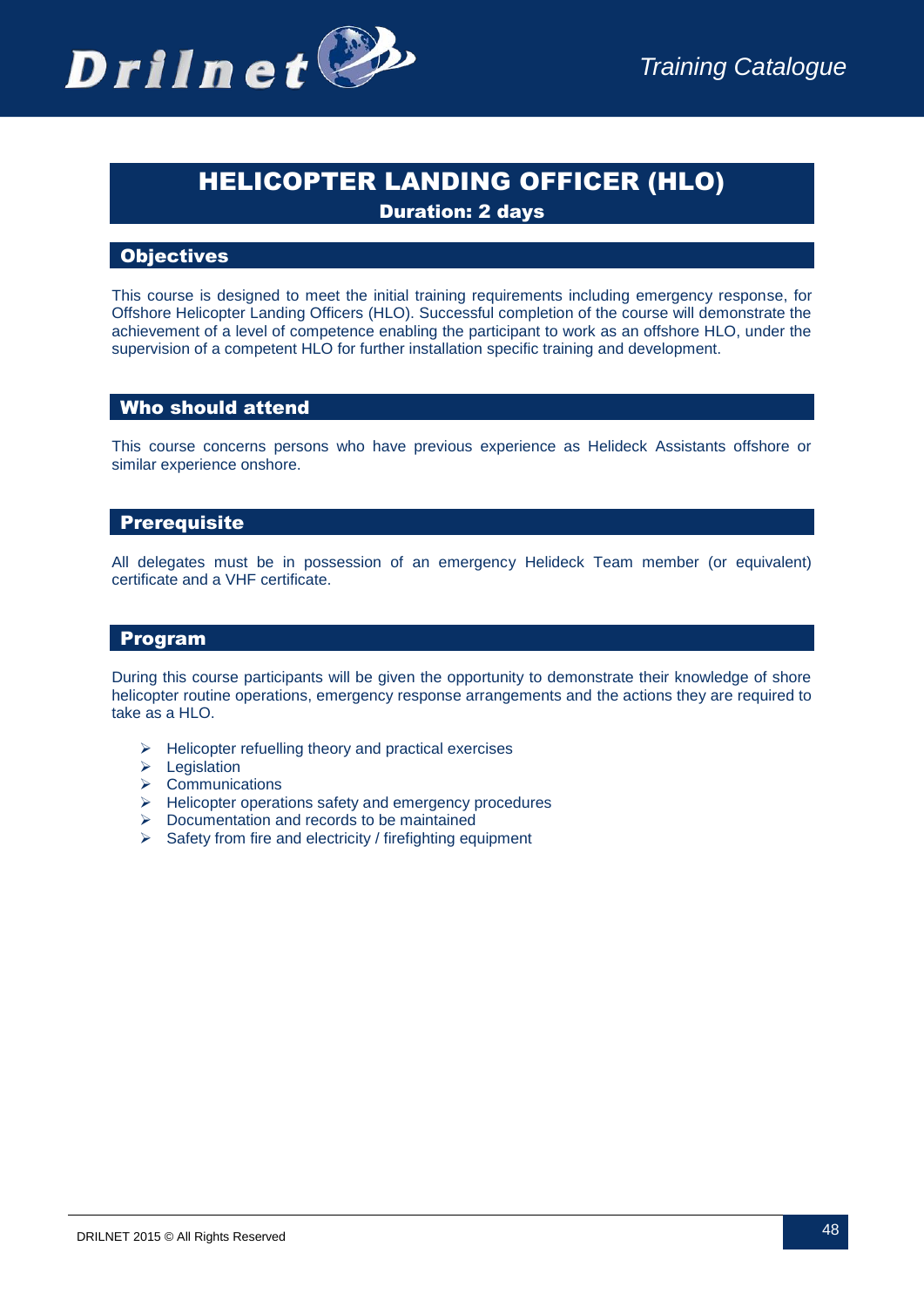# HELICOPTER LANDING OFFICER (HLO)

**Duration: 2 days**

## Objectives

This course is designed to meet the initial training requirements including emergency response, for Offshore Helicopter Landing Officers (HLO). Successful completion of the course will demonstrate the achievement of a level of competence enabling the participant to work as an offshore HLO, under the supervision of a competent HLO for further installation specific training and development.

## Who should attend

This course concerns persons who have previous experience as Helideck Assistants offshore or similar experience onshore.

## Prerequisite

All delegates must be in possession of an emergency Helideck Team member (or equivalent) certificate and a VHF certificate.

## Program

During this course participants will be given the opportunity to demonstrate their knowledge of shore helicopter routine operations, emergency response arrangements and the actions they are required to take as a HLO.

- Helicopter refuelling theory and practical exercises
- Legislation
- Communications
- Helicopter operations safety and emergency procedures
- Documentation and records to be maintained
- Safety from fire and electricity / firefighting equipment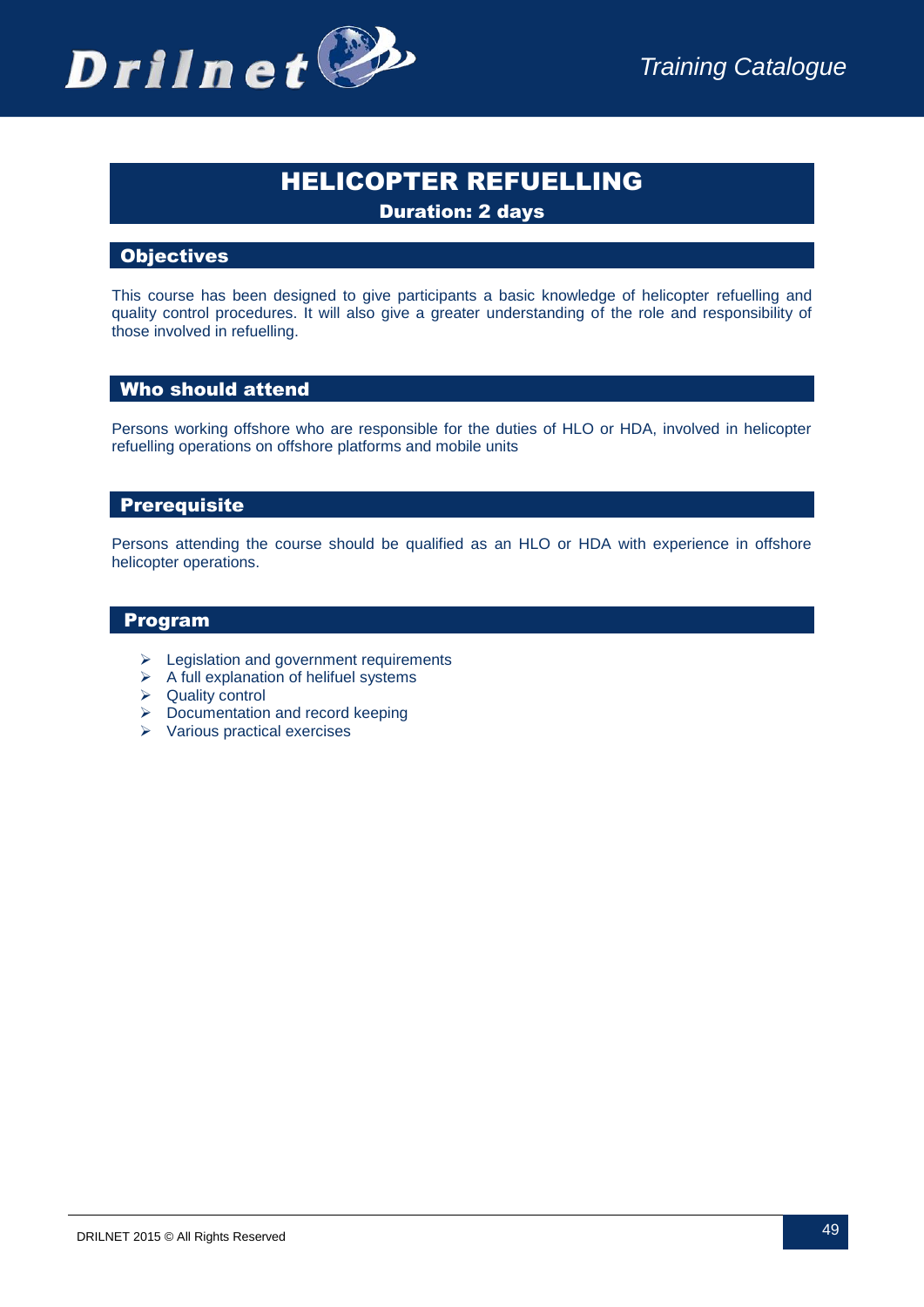# HELICOPTER REFUELLING

**Duration: 2 days**

## Objectives

This course has been designed to give participants a basic knowledge of helicopter refuelling and quality control procedures. It will also give a greater understanding of the role and responsibility of those involved in refuelling.

## Who should attend

Persons working offshore who are responsible for the duties of HLO or HDA, involved in helicopter refuelling operations on offshore platforms and mobile units

## Prerequisite

Persons attending the course should be qualified as an HLO or HDA with experience in offshore helicopter operations.

## Program

- Legislation and government requirements
- A full explanation of helifuel systems
- Quality control
- Documentation and record keeping
- Various practical exercises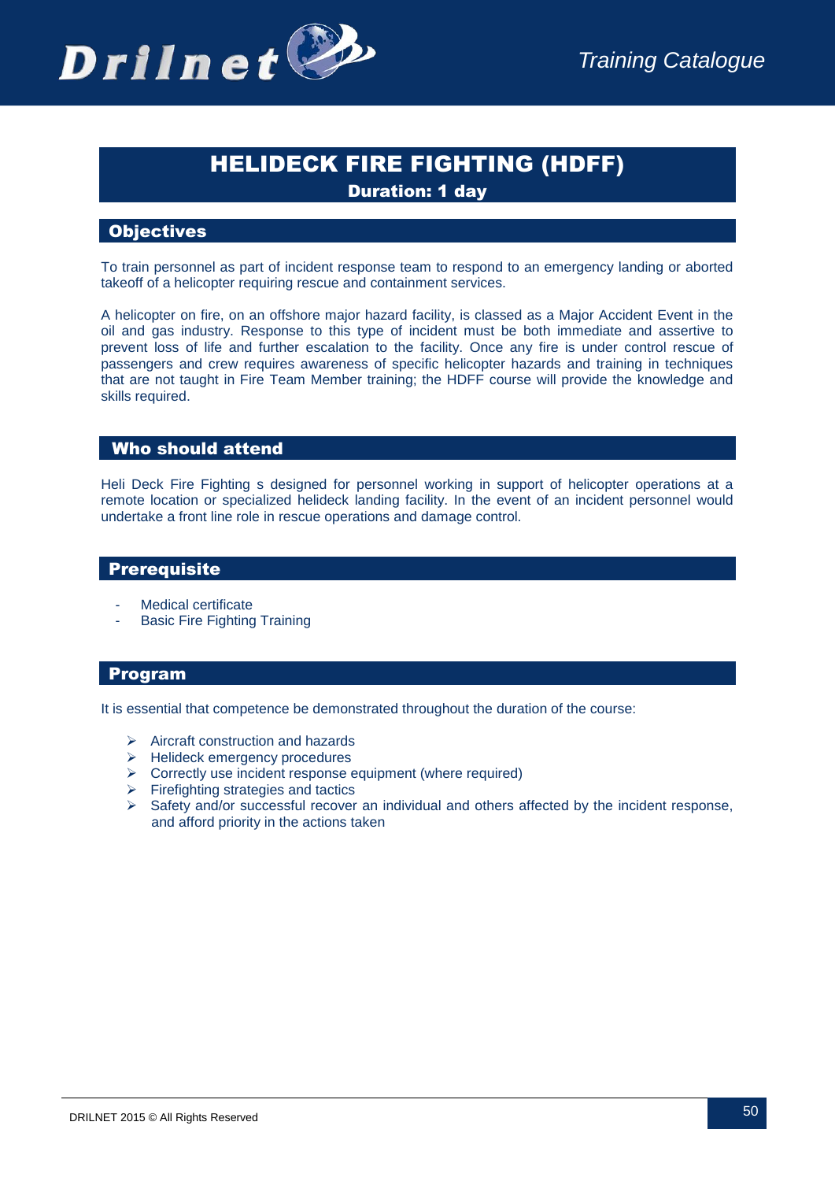# HELIDECK FIRE FIGHTING (HDFF)

**Duration: 1 day**

## Objectives

To train personnel as part of incident response team to respond to an emergency landing or aborted takeoff of a helicopter requiring rescue and containment services.

A helicopter on fire, on an offshore major hazard facility, is classed as a Major Accident Event in the oil and gas industry. Response to this type of incident must be both immediate and assertive to prevent loss of life and further escalation to the facility. Once any fire is under control rescue of passengers and crew requires awareness of specific helicopter hazards and training in techniques that are not taught in Fire Team Member training; the HDFF course will provide the knowledge and skills required.

## Who should attend

Heli Deck Fire Fighting s designed for personnel working in support of helicopter operations at a remote location or specialized helideck landing facility. In the event of an incident personnel would undertake a front line role in rescue operations and damage control.

## Prerequisite

- Medical certificate
- Basic Fire Fighting Training

## Program

It is essential that competence be demonstrated throughout the duration of the course:

- Aircraft construction and hazards
- Helideck emergency procedures
- Correctly use incident response equipment (where required)
- Firefighting strategies and tactics
- Safety and/or successful recover an individual and others affected by the incident response, and afford priority in the actions taken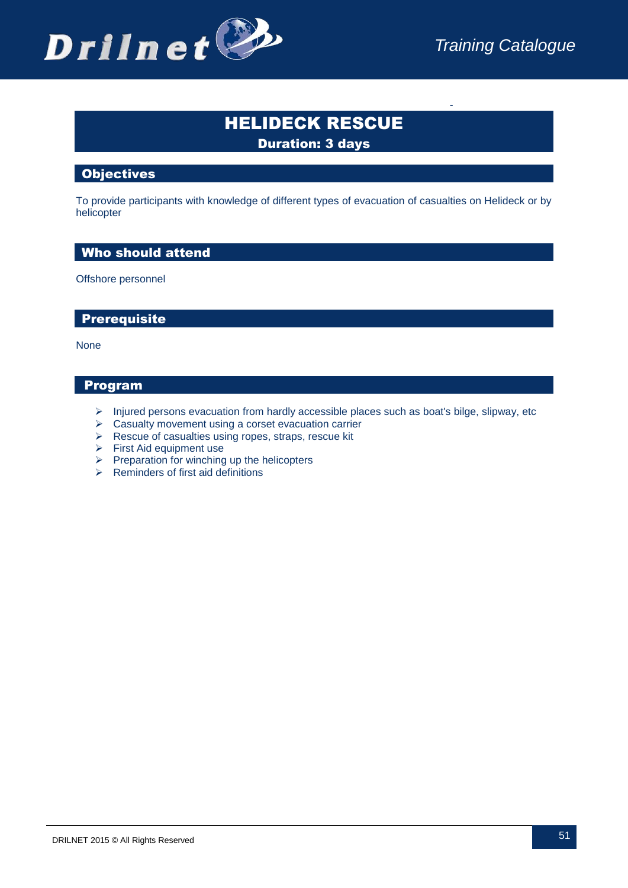# HELIDECK RESCUE

**Duration: 3 days**

## Objectives

To provide participants with knowledge of different types of evacuation of casualties on Helideck or by helicopter

## Who should attend

Offshore personnel

## Prerequisite

None

## Program

- Injured persons evacuation from hardly accessible places such as boat's bilge, slipway, etc
- Casualty movement using a corset evacuation carrier
- Rescue of casualties using ropes, straps, rescue kit
- First Aid equipment use
- Preparation for winching up the helicopters
- Reminders of first aid definitions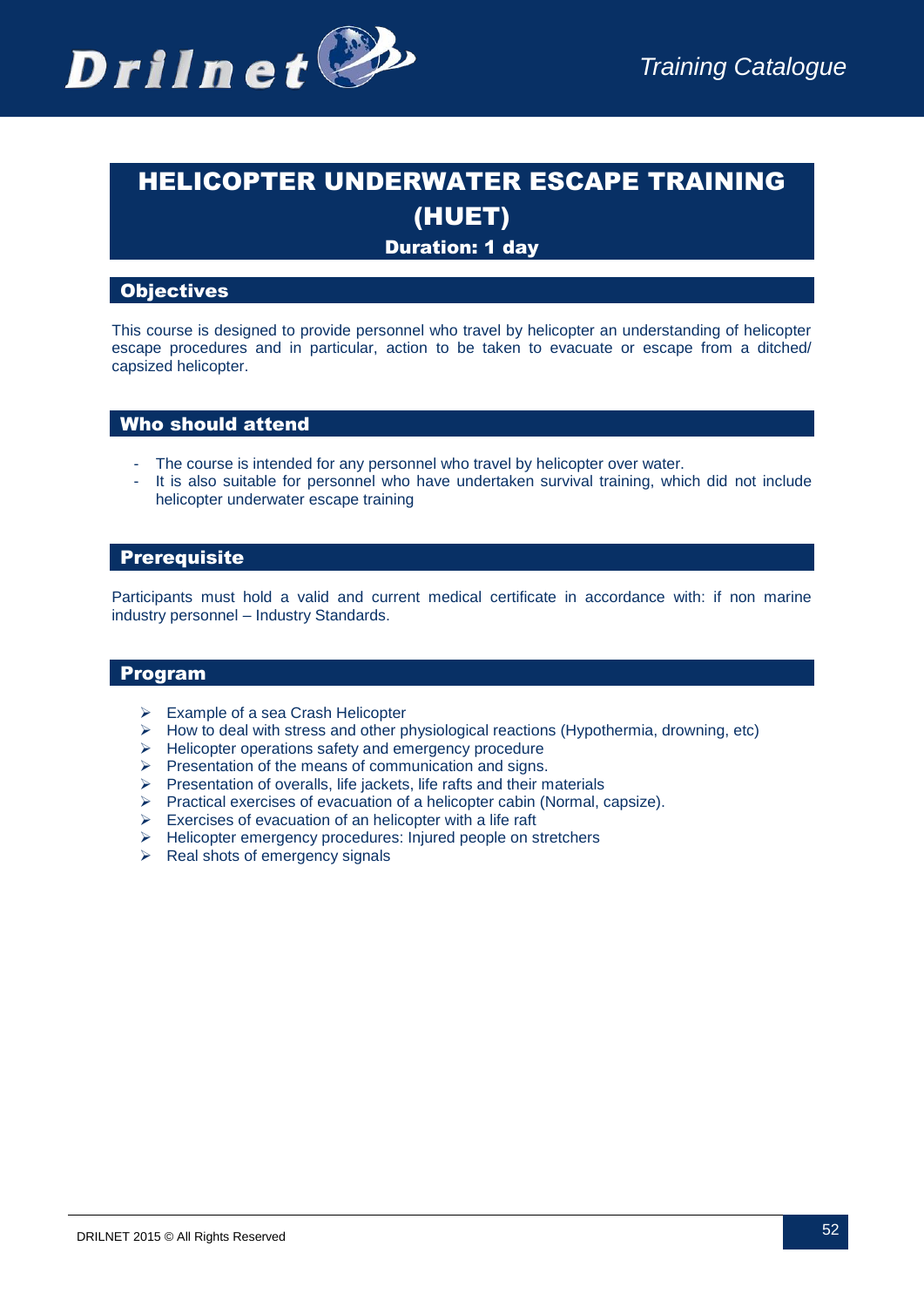# HELICOPTER UNDERWATER ESCAPE TRAINING (HUET)

**Duration: 1 day**

## Objectives

This course is designed to provide personnel who travel by helicopter an understanding of helicopter escape procedures and in particular, action to be taken to evacuate or escape from a ditched/ capsized helicopter.

## Who should attend

- The course is intended for any personnel who travel by helicopter over water.
- It is also suitable for personnel who have undertaken survival training, which did not include helicopter underwater escape training

## Prerequisite

Participants must hold a valid and current medical certificate in accordance with: if non marine industry personnel – Industry Standards.

## Program

- Example of a sea Crash Helicopter
- How to deal with stress and other physiological reactions (Hypothermia, drowning, etc)
- Helicopter operations safety and emergency procedure
- Presentation of the means of communication and signs.
- Presentation of overalls, life jackets, life rafts and their materials
- Practical exercises of evacuation of a helicopter cabin (Normal, capsize).
- Exercises of evacuation of an helicopter with a life raft
- Helicopter emergency procedures: Injured people on stretchers
- Real shots of emergency signals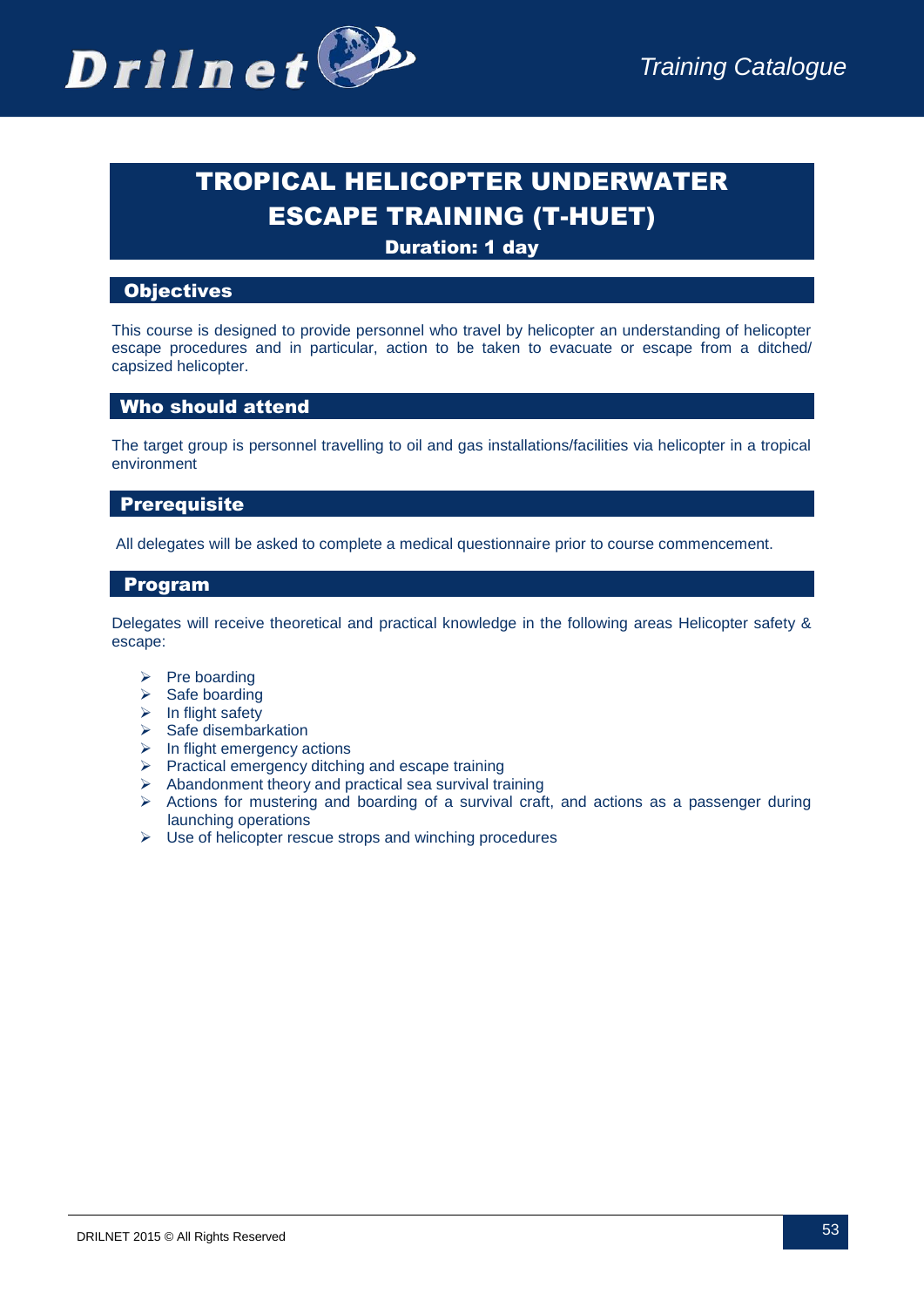# TROPICAL HELICOPTER UNDERWATER ESCAPE TRAINING (T-HUET)

**Duration: 1 day**

## Objectives

This course is designed to provide personnel who travel by helicopter an understanding of helicopter escape procedures and in particular, action to be taken to evacuate or escape from a ditched/ capsized helicopter.

## Who should attend

The target group is personnel travelling to oil and gas installations/facilities via helicopter in a tropical environment

## Prerequisite

All delegates will be asked to complete a medical questionnaire prior to course commencement.

## Program

Delegates will receive theoretical and practical knowledge in the following areas Helicopter safety & escape:

- Pre boarding
- Safe boarding
- In flight safety
- Safe disembarkation
- In flight emergency actions
- Practical emergency ditching and escape training
- Abandonment theory and practical sea survival training
- Actions for mustering and boarding of a survival craft, and actions as a passenger during launching operations
- Use of helicopter rescue strops and winching procedures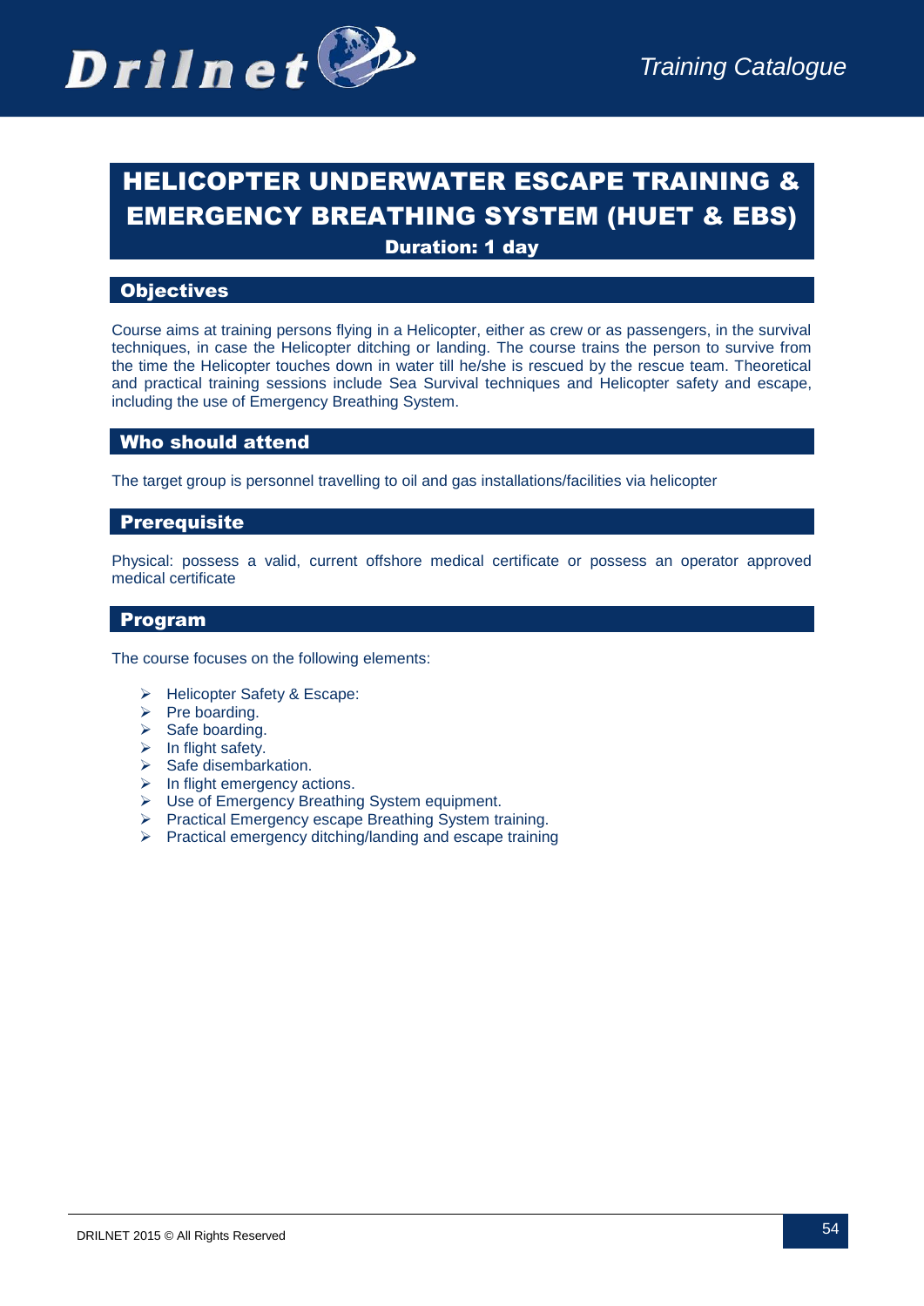# HELICOPTER UNDERWATER ESCAPE TRAINING & EMERGENCY BREATHING SYSTEM (HUET & EBS)

**Duration: 1 day**

## Objectives

Course aims at training persons flying in a Helicopter, either as crew or as passengers, in the survival techniques, in case the Helicopter ditching or landing. The course trains the person to survive from the time the Helicopter touches down in water till he/she is rescued by the rescue team. Theoretical and practical training sessions include Sea Survival techniques and Helicopter safety and escape, including the use of Emergency Breathing System.

## Who should attend

The target group is personnel travelling to oil and gas installations/facilities via helicopter

## Prerequisite

Physical: possess a valid, current offshore medical certificate or possess an operator approved medical certificate

## Program

The course focuses on the following elements:

- Helicopter Safety & Escape:
- Pre boarding.
- Safe boarding.
- In flight safety.
- Safe disembarkation.
- In flight emergency actions.
- Use of Emergency Breathing System equipment.
- Practical Emergency escape Breathing System training.
- Practical emergency ditching/landing and escape training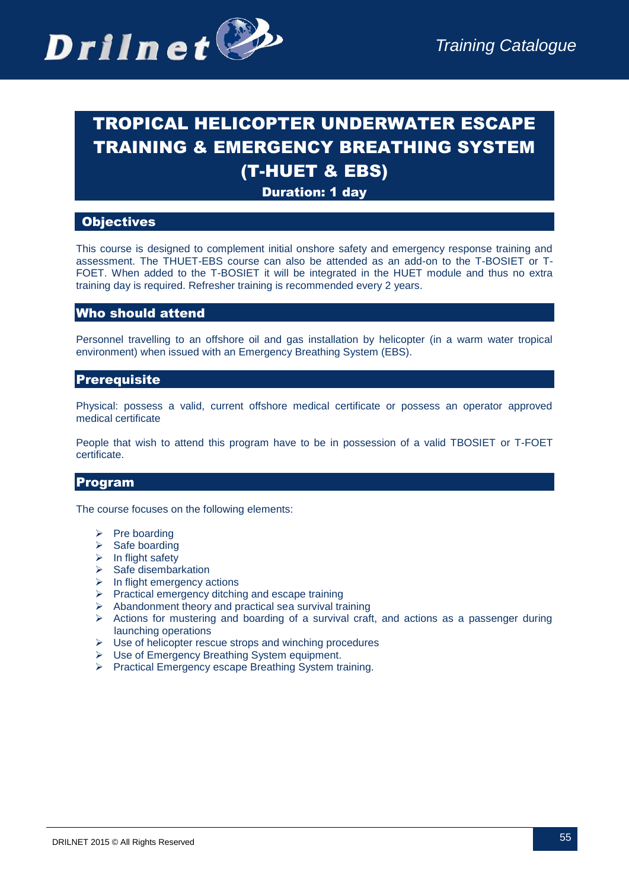# TROPICAL HELICOPTER UNDERWATER ESCAPE TRAINING & EMERGENCY BREATHING SYSTEM (T-HUET & EBS)

**Duration: 1 day**

## Objectives

This course is designed to complement initial onshore safety and emergency response training and assessment. The THUET-EBS course can also be attended as an add-on to the T-BOSIET or T-FOET. When added to the T-BOSIET it will be integrated in the HUET module and thus no extra training day is required. Refresher training is recommended every 2 years.

## Who should attend

Personnel travelling to an offshore oil and gas installation by helicopter (in a warm water tropical environment) when issued with an Emergency Breathing System (EBS).

## Prerequisite

Physical: possess a valid, current offshore medical certificate or possess an operator approved medical certificate

People that wish to attend this program have to be in possession of a valid TBOSIET or T-FOET certificate.

## Program

The course focuses on the following elements:

- Pre boarding
- Safe boarding
- In flight safety
- Safe disembarkation
- In flight emergency actions
- Practical emergency ditching and escape training
- Abandonment theory and practical sea survival training
- Actions for mustering and boarding of a survival craft, and actions as a passenger during launching operations
- Use of helicopter rescue strops and winching procedures
- Use of Emergency Breathing System equipment.
- Practical Emergency escape Breathing System training.